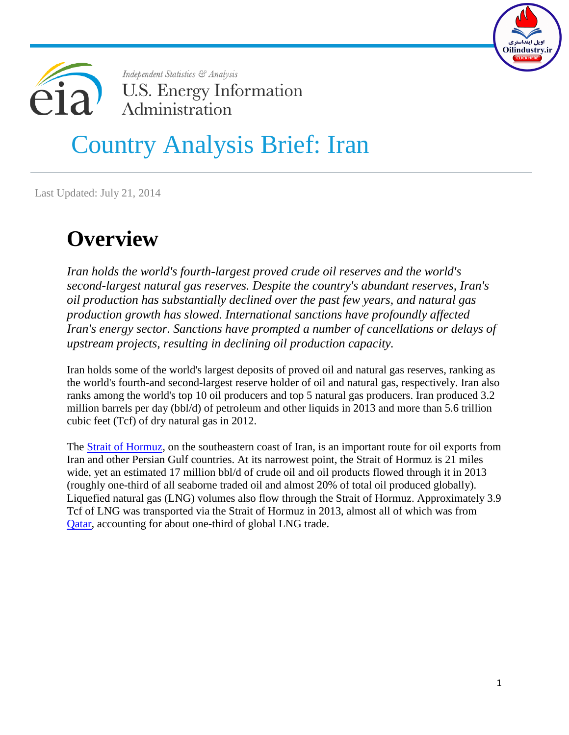Independent Statistics & Analysis
U.S. Energy Information Administration

# Country Analysis Brief: Iran

Last Updated: July 21, 2014

## Overview

*Iran holds the world's fourth-largest proved crude oil reserves and the world's second-largest natural gas reserves. Despite the country's abundant reserves, Iran's oil production has substantially declined over the past few years, and natural gas production growth has slowed. International sanctions have profoundly affected Iran's energy sector. Sanctions have prompted a number of cancellations or delays of upstream projects, resulting in declining oil production capacity.*

Iran holds some of the world's largest deposits of proved oil and natural gas reserves, ranking as the world's fourth-and second-largest reserve holder of oil and natural gas, respectively. Iran also ranks among the world's top 10 oil producers and top 5 natural gas producers. Iran produced 3.2 million barrels per day (bbl/d) of petroleum and other liquids in 2013 and more than 5.6 trillion cubic feet (Tcf) of dry natural gas in 2012.

The Strait of Hormuz, on the southeastern coast of Iran, is an important route for oil exports from Iran and other Persian Gulf countries. At its narrowest point, the Strait of Hormuz is 21 miles wide, yet an estimated 17 million bbl/d of crude oil and oil products flowed through it in 2013 (roughly one-third of all seaborne traded oil and almost 20% of total oil produced globally). Liquefied natural gas (LNG) volumes also flow through the Strait of Hormuz. Approximately 3.9 Tcf of LNG was transported via the Strait of Hormuz in 2013, almost all of which was from Qatar, accounting for about one-third of global LNG trade.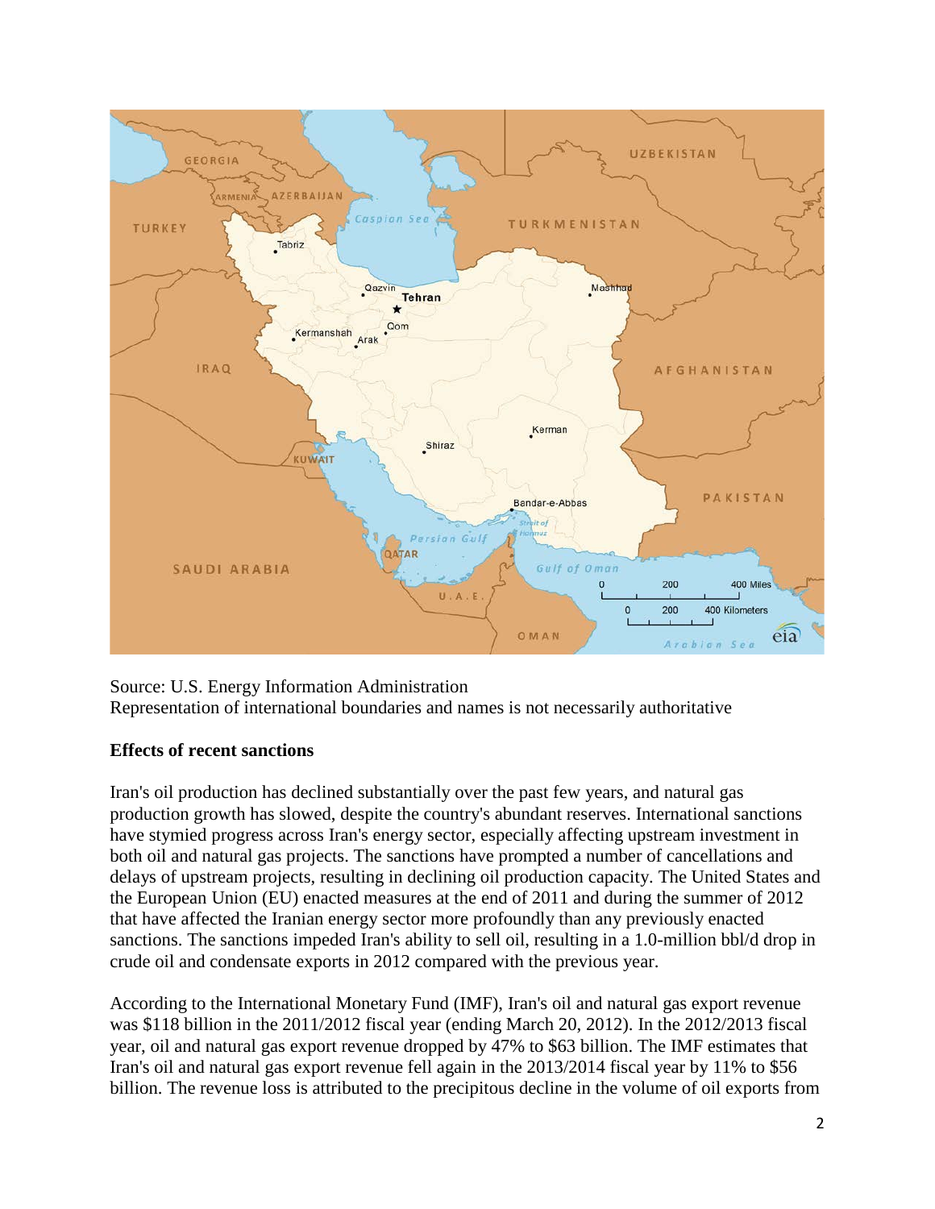Source: U.S. Energy Information Administration
Representation of international boundaries and names is not necessarily authoritative

**Effects of recent sanctions**

Iran's oil production has declined substantially over the past few years, and natural gas production growth has slowed, despite the country's abundant reserves. International sanctions have stymied progress across Iran's energy sector, especially affecting upstream investment in both oil and natural gas projects. The sanctions have prompted a number of cancellations and delays of upstream projects, resulting in declining oil production capacity. The United States and the European Union (EU) enacted measures at the end of 2011 and during the summer of 2012 that have affected the Iranian energy sector more profoundly than any previously enacted sanctions. The sanctions impeded Iran's ability to sell oil, resulting in a 1.0-million bbl/d drop in crude oil and condensate exports in 2012 compared with the previous year.

According to the International Monetary Fund (IMF), Iran's oil and natural gas export revenue was $118 billion in the 2011/2012 fiscal year (ending March 20, 2012). In the 2012/2013 fiscal year, oil and natural gas export revenue dropped by 47% to $63 billion. The IMF estimates that Iran's oil and natural gas export revenue fell again in the 2013/2014 fiscal year by 11% to $56 billion. The revenue loss is attributed to the precipitous decline in the volume of oil exports from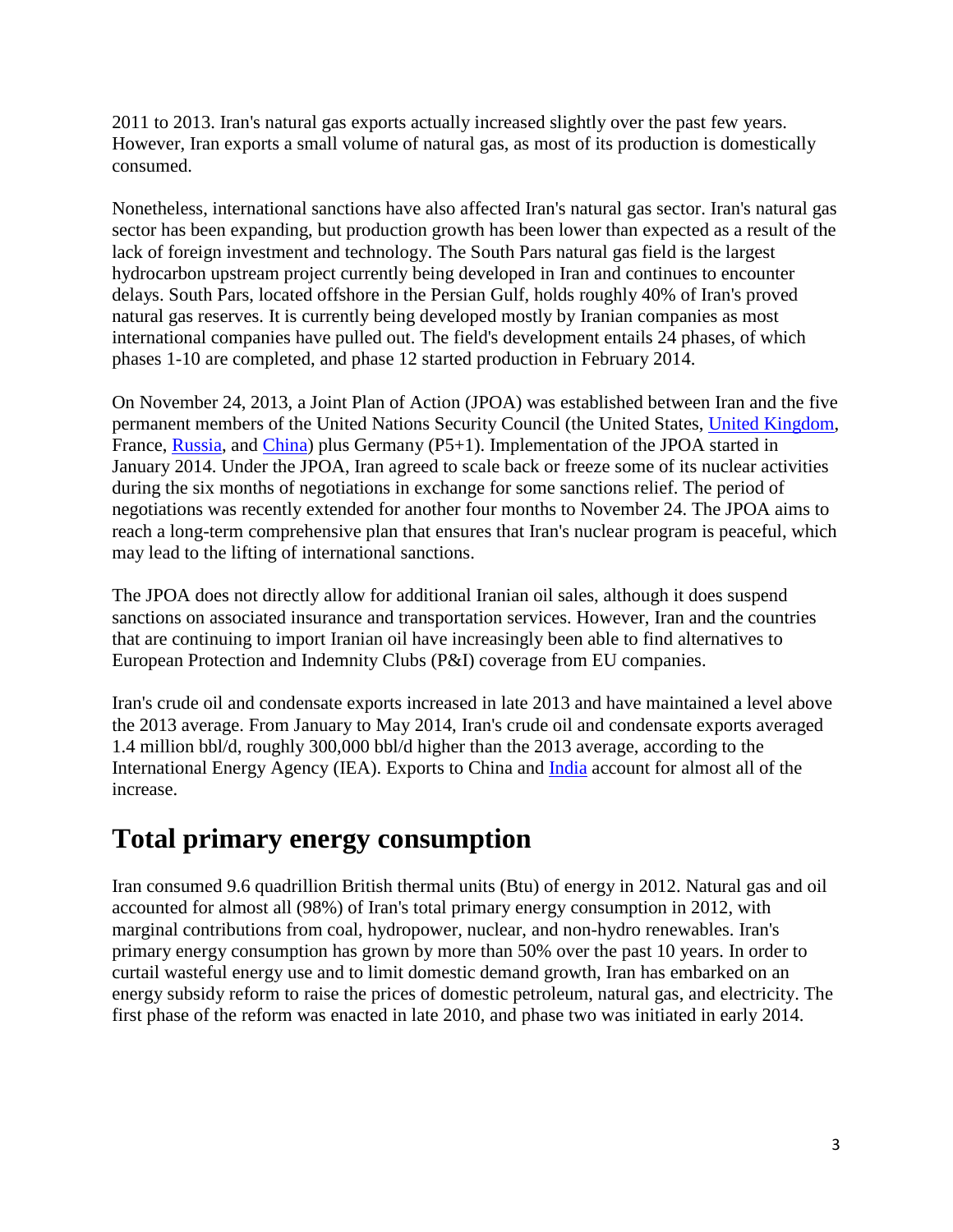2011 to 2013. Iran's natural gas exports actually increased slightly over the past few years. However, Iran exports a small volume of natural gas, as most of its production is domestically consumed.

Nonetheless, international sanctions have also affected Iran's natural gas sector. Iran's natural gas sector has been expanding, but production growth has been lower than expected as a result of the lack of foreign investment and technology. The South Pars natural gas field is the largest hydrocarbon upstream project currently being developed in Iran and continues to encounter delays. South Pars, located offshore in the Persian Gulf, holds roughly 40% of Iran's proved natural gas reserves. It is currently being developed mostly by Iranian companies as most international companies have pulled out. The field's development entails 24 phases, of which phases 1-10 are completed, and phase 12 started production in February 2014.

On November 24, 2013, a Joint Plan of Action (JPOA) was established between Iran and the five permanent members of the United Nations Security Council (the United States, United Kingdom, France, Russia, and China) plus Germany (P5+1). Implementation of the JPOA started in January 2014. Under the JPOA, Iran agreed to scale back or freeze some of its nuclear activities during the six months of negotiations in exchange for some sanctions relief. The period of negotiations was recently extended for another four months to November 24. The JPOA aims to reach a long-term comprehensive plan that ensures that Iran's nuclear program is peaceful, which may lead to the lifting of international sanctions.

The JPOA does not directly allow for additional Iranian oil sales, although it does suspend sanctions on associated insurance and transportation services. However, Iran and the countries that are continuing to import Iranian oil have increasingly been able to find alternatives to European Protection and Indemnity Clubs (P&I) coverage from EU companies.

Iran's crude oil and condensate exports increased in late 2013 and have maintained a level above the 2013 average. From January to May 2014, Iran's crude oil and condensate exports averaged 1.4 million bbl/d, roughly 300,000 bbl/d higher than the 2013 average, according to the International Energy Agency (IEA). Exports to China and India account for almost all of the increase.

## Total primary energy consumption

Iran consumed 9.6 quadrillion British thermal units (Btu) of energy in 2012. Natural gas and oil accounted for almost all (98%) of Iran's total primary energy consumption in 2012, with marginal contributions from coal, hydropower, nuclear, and non-hydro renewables. Iran's primary energy consumption has grown by more than 50% over the past 10 years. In order to curtail wasteful energy use and to limit domestic demand growth, Iran has embarked on an energy subsidy reform to raise the prices of domestic petroleum, natural gas, and electricity. The first phase of the reform was enacted in late 2010, and phase two was initiated in early 2014.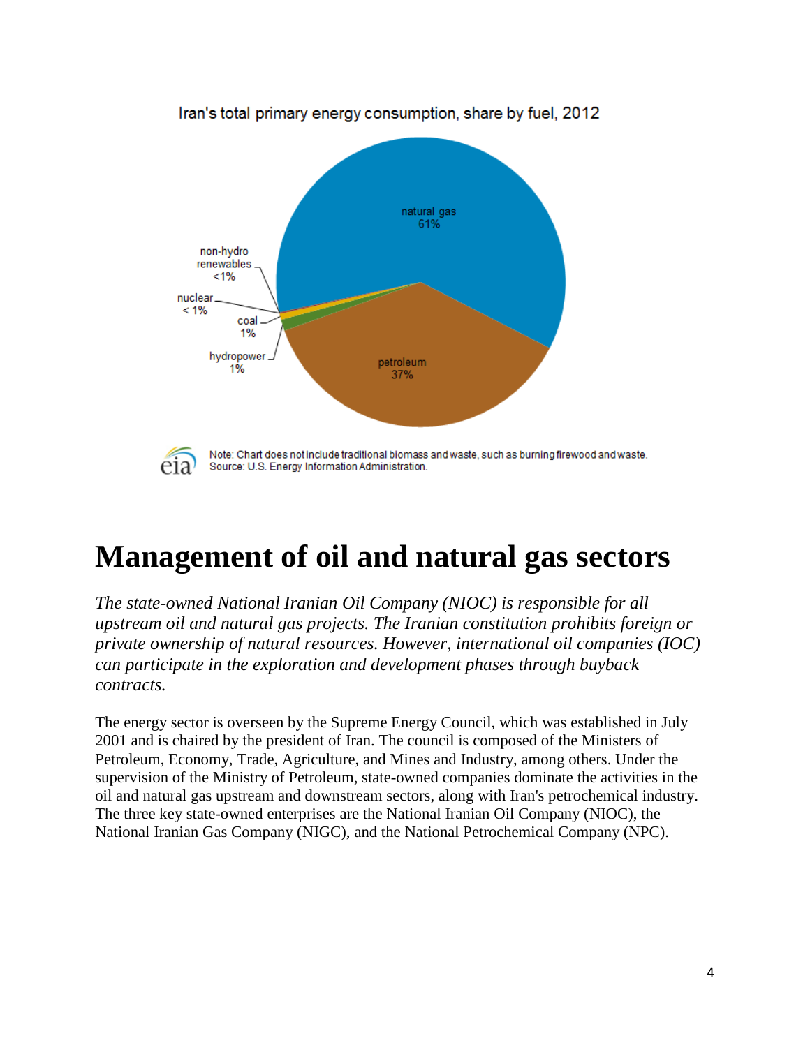Iran's total primary energy consumption, share by fuel, 2012

natural gas 61%

petroleum 37%

non-hydro renewables <1%

nuclear < 1%

coal 1%

hydropower 1%

Note: Chart does not include traditional biomass and waste, such as burning firewood and waste.
Source: U.S. Energy Information Administration.

# Management of oil and natural gas sectors

*The state-owned National Iranian Oil Company (NIOC) is responsible for all upstream oil and natural gas projects. The Iranian constitution prohibits foreign or private ownership of natural resources. However, international oil companies (IOC) can participate in the exploration and development phases through buyback contracts.*

The energy sector is overseen by the Supreme Energy Council, which was established in July 2001 and is chaired by the president of Iran. The council is composed of the Ministers of Petroleum, Economy, Trade, Agriculture, and Mines and Industry, among others. Under the supervision of the Ministry of Petroleum, state-owned companies dominate the activities in the oil and natural gas upstream and downstream sectors, along with Iran's petrochemical industry. The three key state-owned enterprises are the National Iranian Oil Company (NIOC), the National Iranian Gas Company (NIGC), and the National Petrochemical Company (NPC).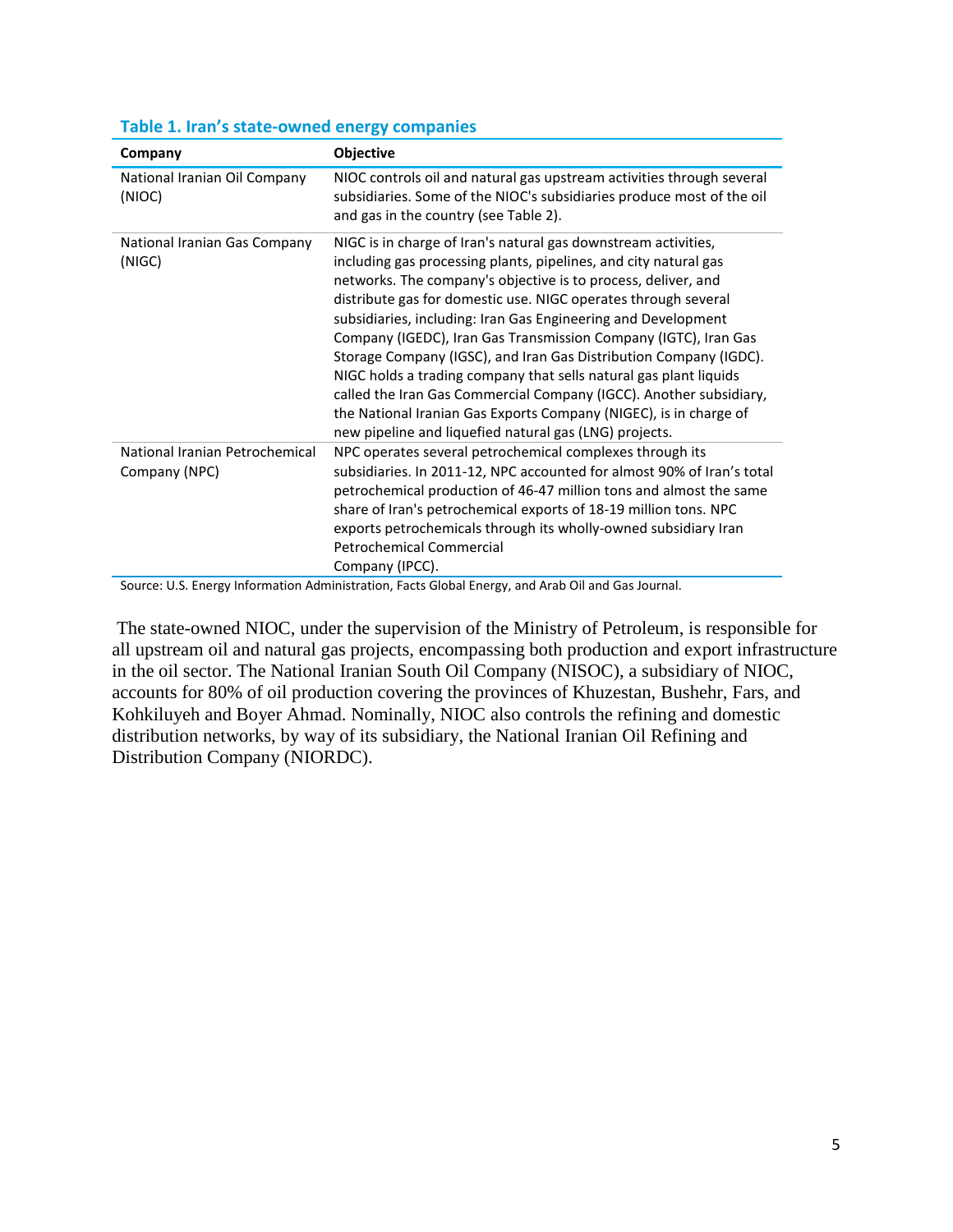**Table 1. Iran's state-owned energy companies**

| Company | Objective |
|---|---|
| National Iranian Oil Company (NIOC) | NIOC controls oil and natural gas upstream activities through several subsidiaries. Some of the NIOC's subsidiaries produce most of the oil and gas in the country (see Table 2). |
| National Iranian Gas Company (NIGC) | NIGC is in charge of Iran's natural gas downstream activities, including gas processing plants, pipelines, and city natural gas networks. The company's objective is to process, deliver, and distribute gas for domestic use. NIGC operates through several subsidiaries, including: Iran Gas Engineering and Development Company (IGEDC), Iran Gas Transmission Company (IGTC), Iran Gas Storage Company (IGSC), and Iran Gas Distribution Company (IGDC). NIGC holds a trading company that sells natural gas plant liquids called the Iran Gas Commercial Company (IGCC). Another subsidiary, the National Iranian Gas Exports Company (NIGEC), is in charge of new pipeline and liquefied natural gas (LNG) projects. |
| National Iranian Petrochemical Company (NPC) | NPC operates several petrochemical complexes through its subsidiaries. In 2011-12, NPC accounted for almost 90% of Iran's total petrochemical production of 46-47 million tons and almost the same share of Iran's petrochemical exports of 18-19 million tons. NPC exports petrochemicals through its wholly-owned subsidiary Iran Petrochemical Commercial Company (IPCC). |

Source: U.S. Energy Information Administration, Facts Global Energy, and Arab Oil and Gas Journal.

The state-owned NIOC, under the supervision of the Ministry of Petroleum, is responsible for all upstream oil and natural gas projects, encompassing both production and export infrastructure in the oil sector. The National Iranian South Oil Company (NISOC), a subsidiary of NIOC, accounts for 80% of oil production covering the provinces of Khuzestan, Bushehr, Fars, and Kohkiluyeh and Boyer Ahmad. Nominally, NIOC also controls the refining and domestic distribution networks, by way of its subsidiary, the National Iranian Oil Refining and Distribution Company (NIORDC).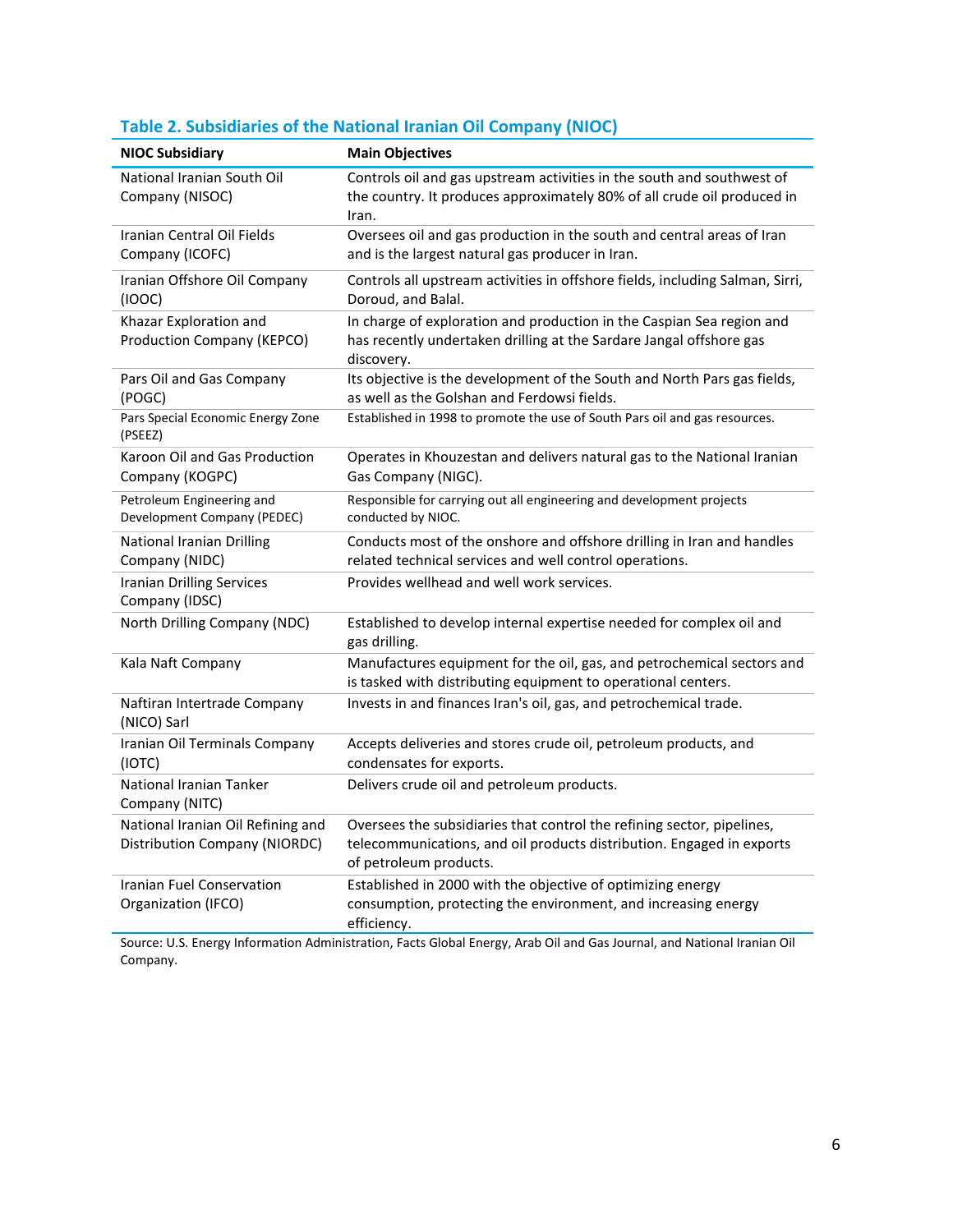### Table 2. Subsidiaries of the National Iranian Oil Company (NIOC)

| NIOC Subsidiary | Main Objectives |
|---|---|
| National Iranian South Oil Company (NISOC) | Controls oil and gas upstream activities in the south and southwest of the country. It produces approximately 80% of all crude oil produced in Iran. |
| Iranian Central Oil Fields Company (ICOFC) | Oversees oil and gas production in the south and central areas of Iran and is the largest natural gas producer in Iran. |
| Iranian Offshore Oil Company (IOOC) | Controls all upstream activities in offshore fields, including Salman, Sirri, Doroud, and Balal. |
| Khazar Exploration and Production Company (KEPCO) | In charge of exploration and production in the Caspian Sea region and has recently undertaken drilling at the Sardare Jangal offshore gas discovery. |
| Pars Oil and Gas Company (POGC) | Its objective is the development of the South and North Pars gas fields, as well as the Golshan and Ferdowsi fields. |
| Pars Special Economic Energy Zone (PSEEZ) | Established in 1998 to promote the use of South Pars oil and gas resources. |
| Karoon Oil and Gas Production Company (KOGPC) | Operates in Khouzestan and delivers natural gas to the National Iranian Gas Company (NIGC). |
| Petroleum Engineering and Development Company (PEDEC) | Responsible for carrying out all engineering and development projects conducted by NIOC. |
| National Iranian Drilling Company (NIDC) | Conducts most of the onshore and offshore drilling in Iran and handles related technical services and well control operations. |
| Iranian Drilling Services Company (IDSC) | Provides wellhead and well work services. |
| North Drilling Company (NDC) | Established to develop internal expertise needed for complex oil and gas drilling. |
| Kala Naft Company | Manufactures equipment for the oil, gas, and petrochemical sectors and is tasked with distributing equipment to operational centers. |
| Naftiran Intertrade Company (NICO) Sarl | Invests in and finances Iran's oil, gas, and petrochemical trade. |
| Iranian Oil Terminals Company (IOTC) | Accepts deliveries and stores crude oil, petroleum products, and condensates for exports. |
| National Iranian Tanker Company (NITC) | Delivers crude oil and petroleum products. |
| National Iranian Oil Refining and Distribution Company (NIORDC) | Oversees the subsidiaries that control the refining sector, pipelines, telecommunications, and oil products distribution. Engaged in exports of petroleum products. |
| Iranian Fuel Conservation Organization (IFCO) | Established in 2000 with the objective of optimizing energy consumption, protecting the environment, and increasing energy efficiency. |

Source: U.S. Energy Information Administration, Facts Global Energy, Arab Oil and Gas Journal, and National Iranian Oil Company.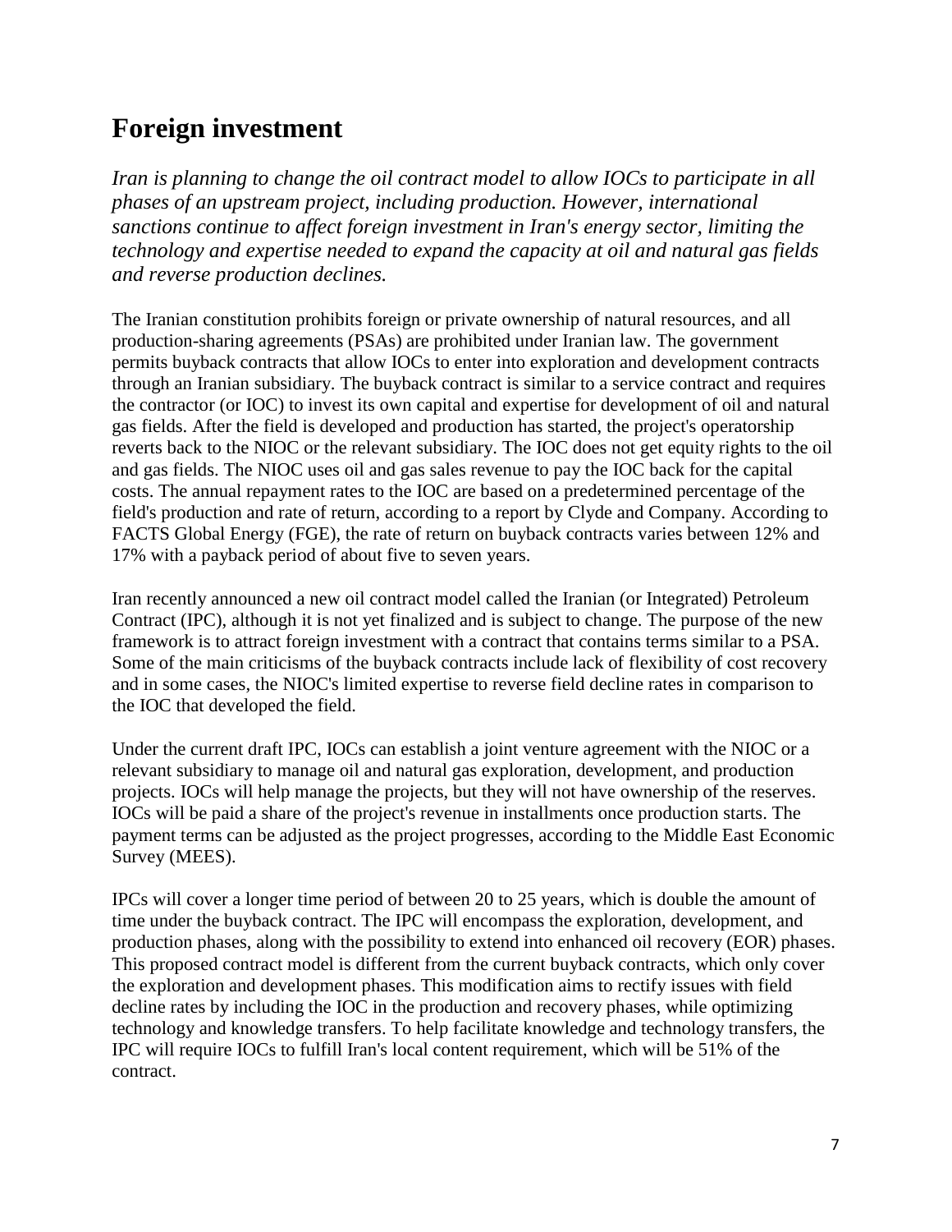## Foreign investment

*Iran is planning to change the oil contract model to allow IOCs to participate in all phases of an upstream project, including production. However, international sanctions continue to affect foreign investment in Iran's energy sector, limiting the technology and expertise needed to expand the capacity at oil and natural gas fields and reverse production declines.*

The Iranian constitution prohibits foreign or private ownership of natural resources, and all production-sharing agreements (PSAs) are prohibited under Iranian law. The government permits buyback contracts that allow IOCs to enter into exploration and development contracts through an Iranian subsidiary. The buyback contract is similar to a service contract and requires the contractor (or IOC) to invest its own capital and expertise for development of oil and natural gas fields. After the field is developed and production has started, the project's operatorship reverts back to the NIOC or the relevant subsidiary. The IOC does not get equity rights to the oil and gas fields. The NIOC uses oil and gas sales revenue to pay the IOC back for the capital costs. The annual repayment rates to the IOC are based on a predetermined percentage of the field's production and rate of return, according to a report by Clyde and Company. According to FACTS Global Energy (FGE), the rate of return on buyback contracts varies between 12% and 17% with a payback period of about five to seven years.

Iran recently announced a new oil contract model called the Iranian (or Integrated) Petroleum Contract (IPC), although it is not yet finalized and is subject to change. The purpose of the new framework is to attract foreign investment with a contract that contains terms similar to a PSA. Some of the main criticisms of the buyback contracts include lack of flexibility of cost recovery and in some cases, the NIOC's limited expertise to reverse field decline rates in comparison to the IOC that developed the field.

Under the current draft IPC, IOCs can establish a joint venture agreement with the NIOC or a relevant subsidiary to manage oil and natural gas exploration, development, and production projects. IOCs will help manage the projects, but they will not have ownership of the reserves. IOCs will be paid a share of the project's revenue in installments once production starts. The payment terms can be adjusted as the project progresses, according to the Middle East Economic Survey (MEES).

IPCs will cover a longer time period of between 20 to 25 years, which is double the amount of time under the buyback contract. The IPC will encompass the exploration, development, and production phases, along with the possibility to extend into enhanced oil recovery (EOR) phases. This proposed contract model is different from the current buyback contracts, which only cover the exploration and development phases. This modification aims to rectify issues with field decline rates by including the IOC in the production and recovery phases, while optimizing technology and knowledge transfers. To help facilitate knowledge and technology transfers, the IPC will require IOCs to fulfill Iran's local content requirement, which will be 51% of the contract.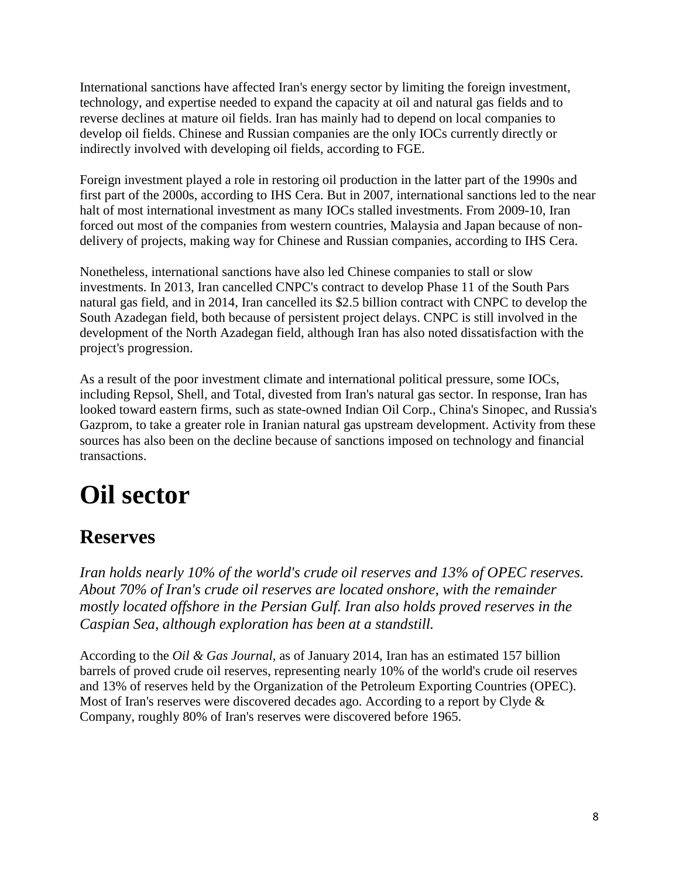International sanctions have affected Iran's energy sector by limiting the foreign investment, technology, and expertise needed to expand the capacity at oil and natural gas fields and to reverse declines at mature oil fields. Iran has mainly had to depend on local companies to develop oil fields. Chinese and Russian companies are the only IOCs currently directly or indirectly involved with developing oil fields, according to FGE.

Foreign investment played a role in restoring oil production in the latter part of the 1990s and first part of the 2000s, according to IHS Cera. But in 2007, international sanctions led to the near halt of most international investment as many IOCs stalled investments. From 2009-10, Iran forced out most of the companies from western countries, Malaysia and Japan because of non-delivery of projects, making way for Chinese and Russian companies, according to IHS Cera.

Nonetheless, international sanctions have also led Chinese companies to stall or slow investments. In 2013, Iran cancelled CNPC's contract to develop Phase 11 of the South Pars natural gas field, and in 2014, Iran cancelled its $2.5 billion contract with CNPC to develop the South Azadegan field, both because of persistent project delays. CNPC is still involved in the development of the North Azadegan field, although Iran has also noted dissatisfaction with the project's progression.

As a result of the poor investment climate and international political pressure, some IOCs, including Repsol, Shell, and Total, divested from Iran's natural gas sector. In response, Iran has looked toward eastern firms, such as state-owned Indian Oil Corp., China's Sinopec, and Russia's Gazprom, to take a greater role in Iranian natural gas upstream development. Activity from these sources has also been on the decline because of sanctions imposed on technology and financial transactions.

# Oil sector

## Reserves

*Iran holds nearly 10% of the world's crude oil reserves and 13% of OPEC reserves. About 70% of Iran's crude oil reserves are located onshore, with the remainder mostly located offshore in the Persian Gulf. Iran also holds proved reserves in the Caspian Sea, although exploration has been at a standstill.*

According to the *Oil & Gas Journal*, as of January 2014, Iran has an estimated 157 billion barrels of proved crude oil reserves, representing nearly 10% of the world's crude oil reserves and 13% of reserves held by the Organization of the Petroleum Exporting Countries (OPEC). Most of Iran's reserves were discovered decades ago. According to a report by Clyde & Company, roughly 80% of Iran's reserves were discovered before 1965.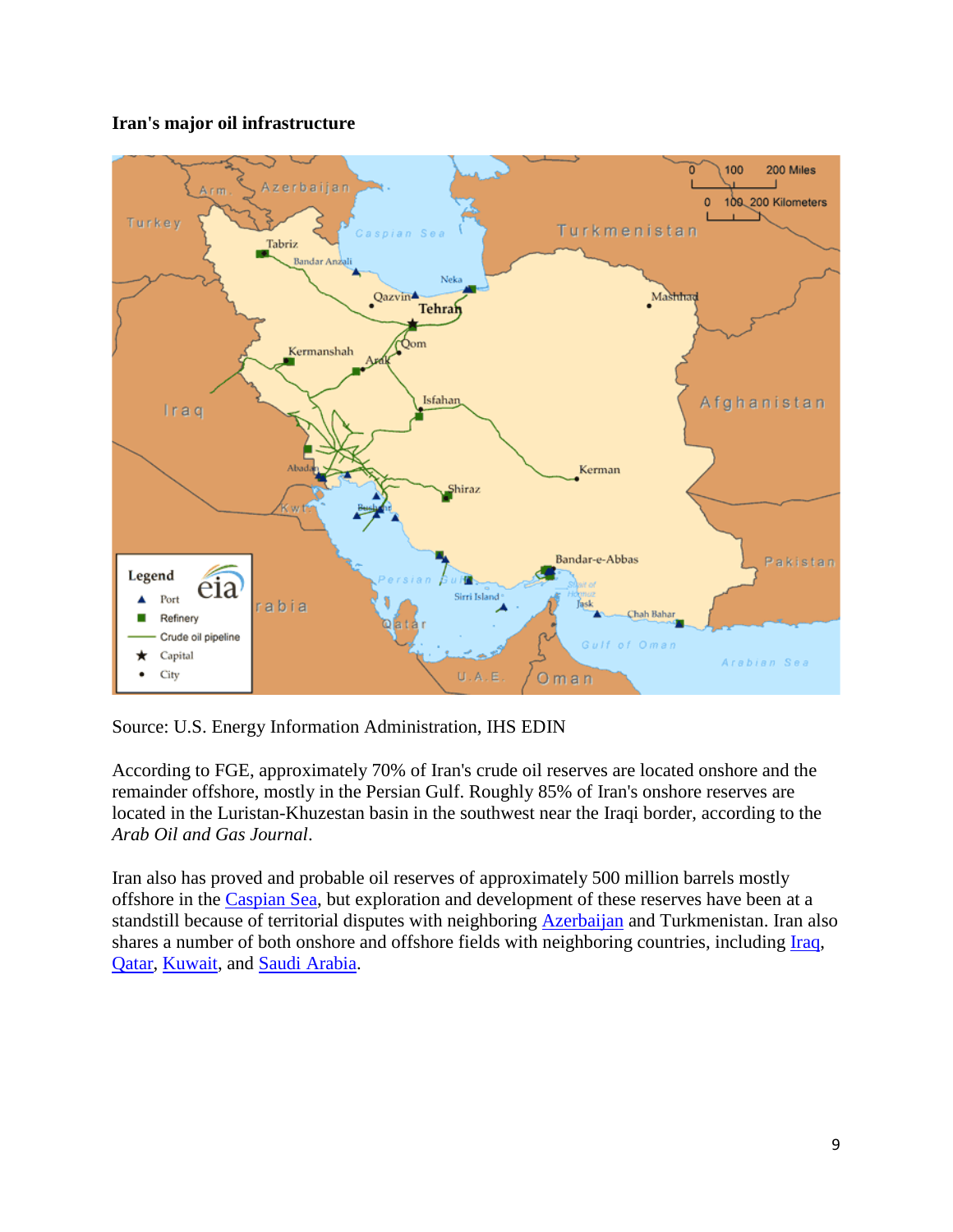**Iran's major oil infrastructure**

Source: U.S. Energy Information Administration, IHS EDIN

According to FGE, approximately 70% of Iran's crude oil reserves are located onshore and the remainder offshore, mostly in the Persian Gulf. Roughly 85% of Iran's onshore reserves are located in the Luristan-Khuzestan basin in the southwest near the Iraqi border, according to the *Arab Oil and Gas Journal*.

Iran also has proved and probable oil reserves of approximately 500 million barrels mostly offshore in the Caspian Sea, but exploration and development of these reserves have been at a standstill because of territorial disputes with neighboring Azerbaijan and Turkmenistan. Iran also shares a number of both onshore and offshore fields with neighboring countries, including Iraq, Qatar, Kuwait, and Saudi Arabia.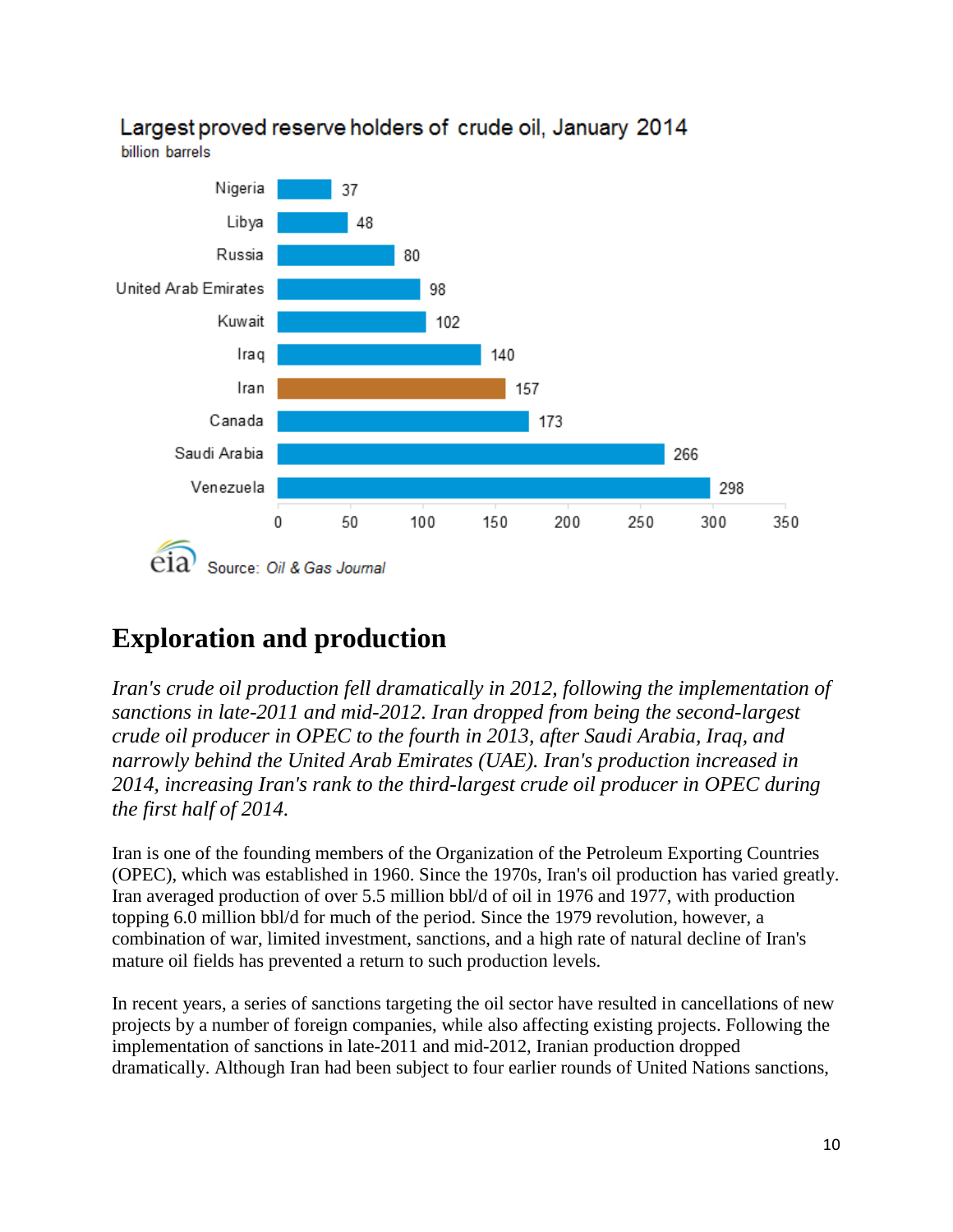Largest proved reserve holders of crude oil, January 2014

billion barrels

| Country | billion barrels |
|---|---|
| Nigeria | 37 |
| Libya | 48 |
| Russia | 80 |
| United Arab Emirates | 98 |
| Kuwait | 102 |
| Iraq | 140 |
| Iran | 157 |
| Canada | 173 |
| Saudi Arabia | 266 |
| Venezuela | 298 |

Source: *Oil & Gas Journal*

## Exploration and production

*Iran's crude oil production fell dramatically in 2012, following the implementation of sanctions in late-2011 and mid-2012. Iran dropped from being the second-largest crude oil producer in OPEC to the fourth in 2013, after Saudi Arabia, Iraq, and narrowly behind the United Arab Emirates (UAE). Iran's production increased in 2014, increasing Iran's rank to the third-largest crude oil producer in OPEC during the first half of 2014.*

Iran is one of the founding members of the Organization of the Petroleum Exporting Countries (OPEC), which was established in 1960. Since the 1970s, Iran's oil production has varied greatly. Iran averaged production of over 5.5 million bbl/d of oil in 1976 and 1977, with production topping 6.0 million bbl/d for much of the period. Since the 1979 revolution, however, a combination of war, limited investment, sanctions, and a high rate of natural decline of Iran's mature oil fields has prevented a return to such production levels.

In recent years, a series of sanctions targeting the oil sector have resulted in cancellations of new projects by a number of foreign companies, while also affecting existing projects. Following the implementation of sanctions in late-2011 and mid-2012, Iranian production dropped dramatically. Although Iran had been subject to four earlier rounds of United Nations sanctions,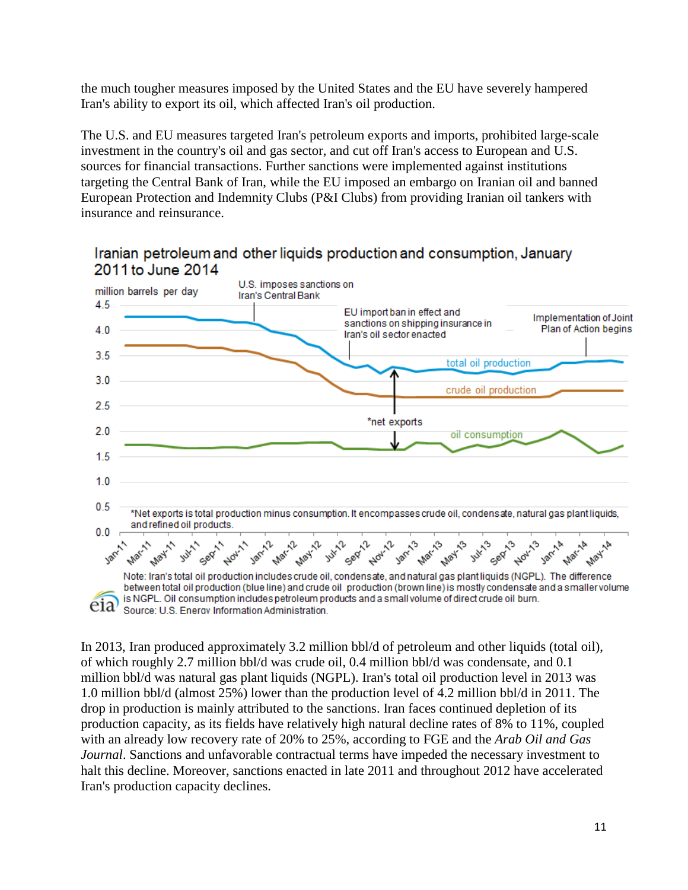the much tougher measures imposed by the United States and the EU have severely hampered Iran's ability to export its oil, which affected Iran's oil production.

The U.S. and EU measures targeted Iran's petroleum exports and imports, prohibited large-scale investment in the country's oil and gas sector, and cut off Iran's access to European and U.S. sources for financial transactions. Further sanctions were implemented against institutions targeting the Central Bank of Iran, while the EU imposed an embargo on Iranian oil and banned European Protection and Indemnity Clubs (P&I Clubs) from providing Iranian oil tankers with insurance and reinsurance.

Iranian petroleum and other liquids production and consumption, January 2011 to June 2014

*Net exports is total production minus consumption. It encompasses crude oil, condensate, natural gas plant liquids, and refined oil products.

Note: Iran's total oil production includes crude oil, condensate, and natural gas plant liquids (NGPL). The difference between total oil production (blue line) and crude oil production (brown line) is mostly condensate and a smaller volume is NGPL. Oil consumption includes petroleum products and a small volume of direct crude oil burn.
Source: U.S. Energy Information Administration.

In 2013, Iran produced approximately 3.2 million bbl/d of petroleum and other liquids (total oil), of which roughly 2.7 million bbl/d was crude oil, 0.4 million bbl/d was condensate, and 0.1 million bbl/d was natural gas plant liquids (NGPL). Iran's total oil production level in 2013 was 1.0 million bbl/d (almost 25%) lower than the production level of 4.2 million bbl/d in 2011. The drop in production is mainly attributed to the sanctions. Iran faces continued depletion of its production capacity, as its fields have relatively high natural decline rates of 8% to 11%, coupled with an already low recovery rate of 20% to 25%, according to FGE and the *Arab Oil and Gas Journal*. Sanctions and unfavorable contractual terms have impeded the necessary investment to halt this decline. Moreover, sanctions enacted in late 2011 and throughout 2012 have accelerated Iran's production capacity declines.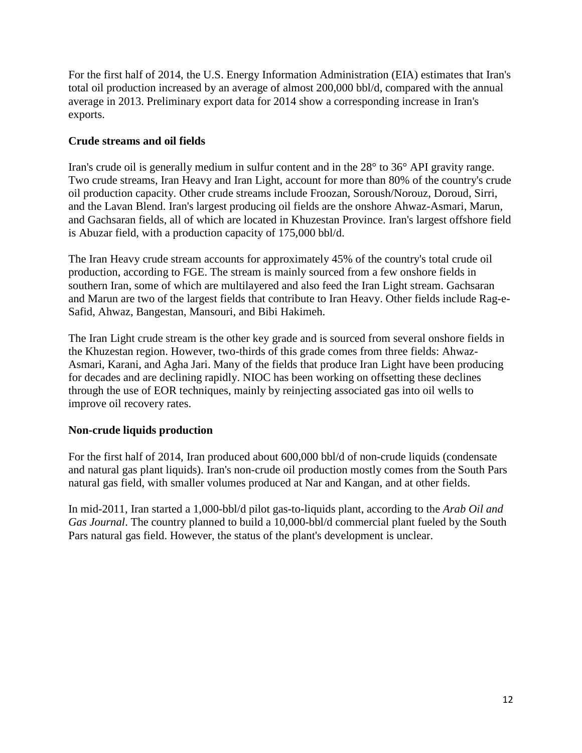For the first half of 2014, the U.S. Energy Information Administration (EIA) estimates that Iran's total oil production increased by an average of almost 200,000 bbl/d, compared with the annual average in 2013. Preliminary export data for 2014 show a corresponding increase in Iran's exports.

**Crude streams and oil fields**

Iran's crude oil is generally medium in sulfur content and in the 28° to 36° API gravity range. Two crude streams, Iran Heavy and Iran Light, account for more than 80% of the country's crude oil production capacity. Other crude streams include Froozan, Soroush/Norouz, Doroud, Sirri, and the Lavan Blend. Iran's largest producing oil fields are the onshore Ahwaz-Asmari, Marun, and Gachsaran fields, all of which are located in Khuzestan Province. Iran's largest offshore field is Abuzar field, with a production capacity of 175,000 bbl/d.

The Iran Heavy crude stream accounts for approximately 45% of the country's total crude oil production, according to FGE. The stream is mainly sourced from a few onshore fields in southern Iran, some of which are multilayered and also feed the Iran Light stream. Gachsaran and Marun are two of the largest fields that contribute to Iran Heavy. Other fields include Rag-e-Safid, Ahwaz, Bangestan, Mansouri, and Bibi Hakimeh.

The Iran Light crude stream is the other key grade and is sourced from several onshore fields in the Khuzestan region. However, two-thirds of this grade comes from three fields: Ahwaz-Asmari, Karani, and Agha Jari. Many of the fields that produce Iran Light have been producing for decades and are declining rapidly. NIOC has been working on offsetting these declines through the use of EOR techniques, mainly by reinjecting associated gas into oil wells to improve oil recovery rates.

**Non-crude liquids production**

For the first half of 2014, Iran produced about 600,000 bbl/d of non-crude liquids (condensate and natural gas plant liquids). Iran's non-crude oil production mostly comes from the South Pars natural gas field, with smaller volumes produced at Nar and Kangan, and at other fields.

In mid-2011, Iran started a 1,000-bbl/d pilot gas-to-liquids plant, according to the *Arab Oil and Gas Journal*. The country planned to build a 10,000-bbl/d commercial plant fueled by the South Pars natural gas field. However, the status of the plant's development is unclear.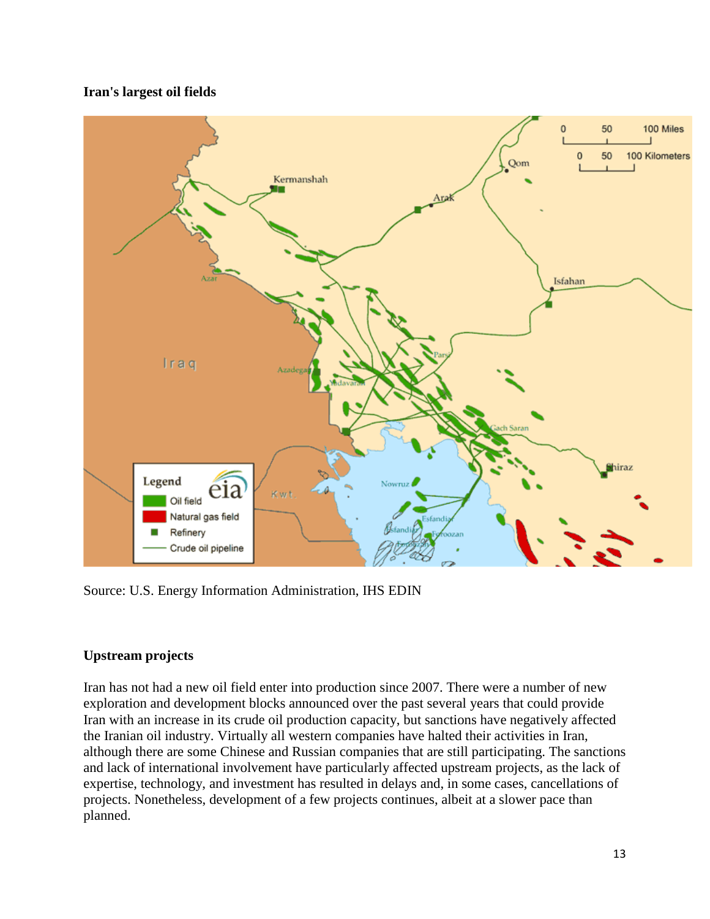**Iran's largest oil fields**

Source: U.S. Energy Information Administration, IHS EDIN

**Upstream projects**

Iran has not had a new oil field enter into production since 2007. There were a number of new exploration and development blocks announced over the past several years that could provide Iran with an increase in its crude oil production capacity, but sanctions have negatively affected the Iranian oil industry. Virtually all western companies have halted their activities in Iran, although there are some Chinese and Russian companies that are still participating. The sanctions and lack of international involvement have particularly affected upstream projects, as the lack of expertise, technology, and investment has resulted in delays and, in some cases, cancellations of projects. Nonetheless, development of a few projects continues, albeit at a slower pace than planned.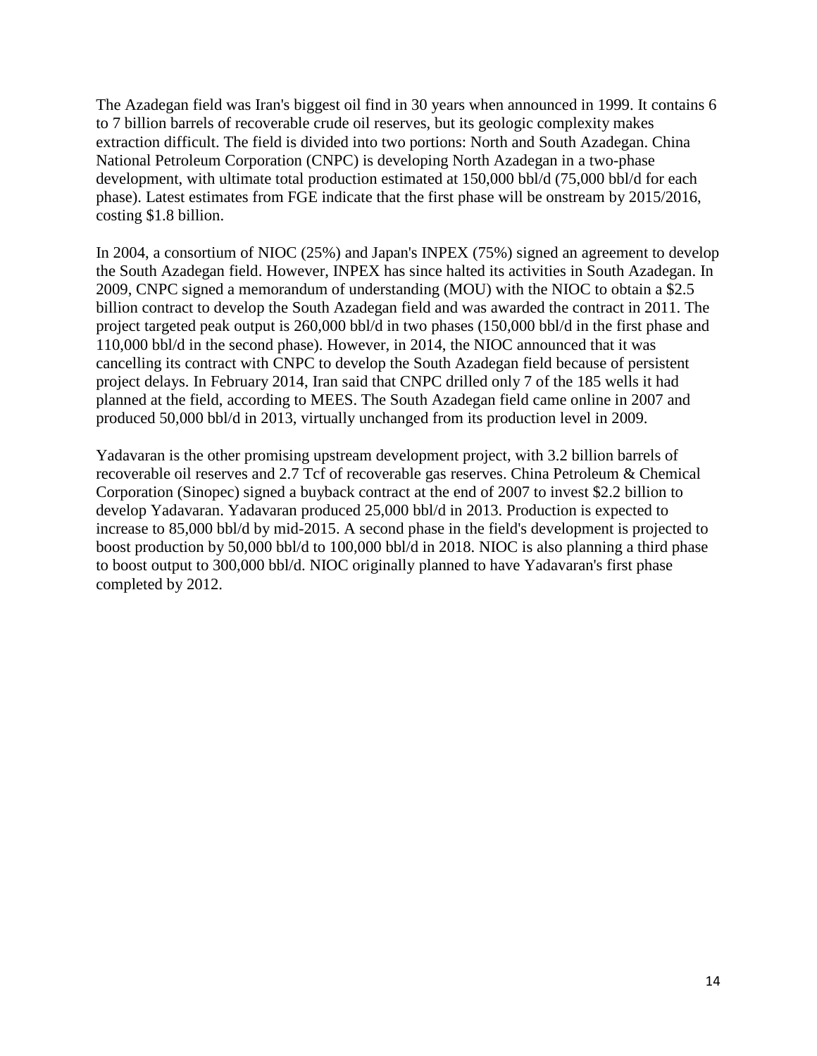The Azadegan field was Iran's biggest oil find in 30 years when announced in 1999. It contains 6 to 7 billion barrels of recoverable crude oil reserves, but its geologic complexity makes extraction difficult. The field is divided into two portions: North and South Azadegan. China National Petroleum Corporation (CNPC) is developing North Azadegan in a two-phase development, with ultimate total production estimated at 150,000 bbl/d (75,000 bbl/d for each phase). Latest estimates from FGE indicate that the first phase will be onstream by 2015/2016, costing $1.8 billion.

In 2004, a consortium of NIOC (25%) and Japan's INPEX (75%) signed an agreement to develop the South Azadegan field. However, INPEX has since halted its activities in South Azadegan. In 2009, CNPC signed a memorandum of understanding (MOU) with the NIOC to obtain a $2.5 billion contract to develop the South Azadegan field and was awarded the contract in 2011. The project targeted peak output is 260,000 bbl/d in two phases (150,000 bbl/d in the first phase and 110,000 bbl/d in the second phase). However, in 2014, the NIOC announced that it was cancelling its contract with CNPC to develop the South Azadegan field because of persistent project delays. In February 2014, Iran said that CNPC drilled only 7 of the 185 wells it had planned at the field, according to MEES. The South Azadegan field came online in 2007 and produced 50,000 bbl/d in 2013, virtually unchanged from its production level in 2009.

Yadavaran is the other promising upstream development project, with 3.2 billion barrels of recoverable oil reserves and 2.7 Tcf of recoverable gas reserves. China Petroleum & Chemical Corporation (Sinopec) signed a buyback contract at the end of 2007 to invest $2.2 billion to develop Yadavaran. Yadavaran produced 25,000 bbl/d in 2013. Production is expected to increase to 85,000 bbl/d by mid-2015. A second phase in the field's development is projected to boost production by 50,000 bbl/d to 100,000 bbl/d in 2018. NIOC is also planning a third phase to boost output to 300,000 bbl/d. NIOC originally planned to have Yadavaran's first phase completed by 2012.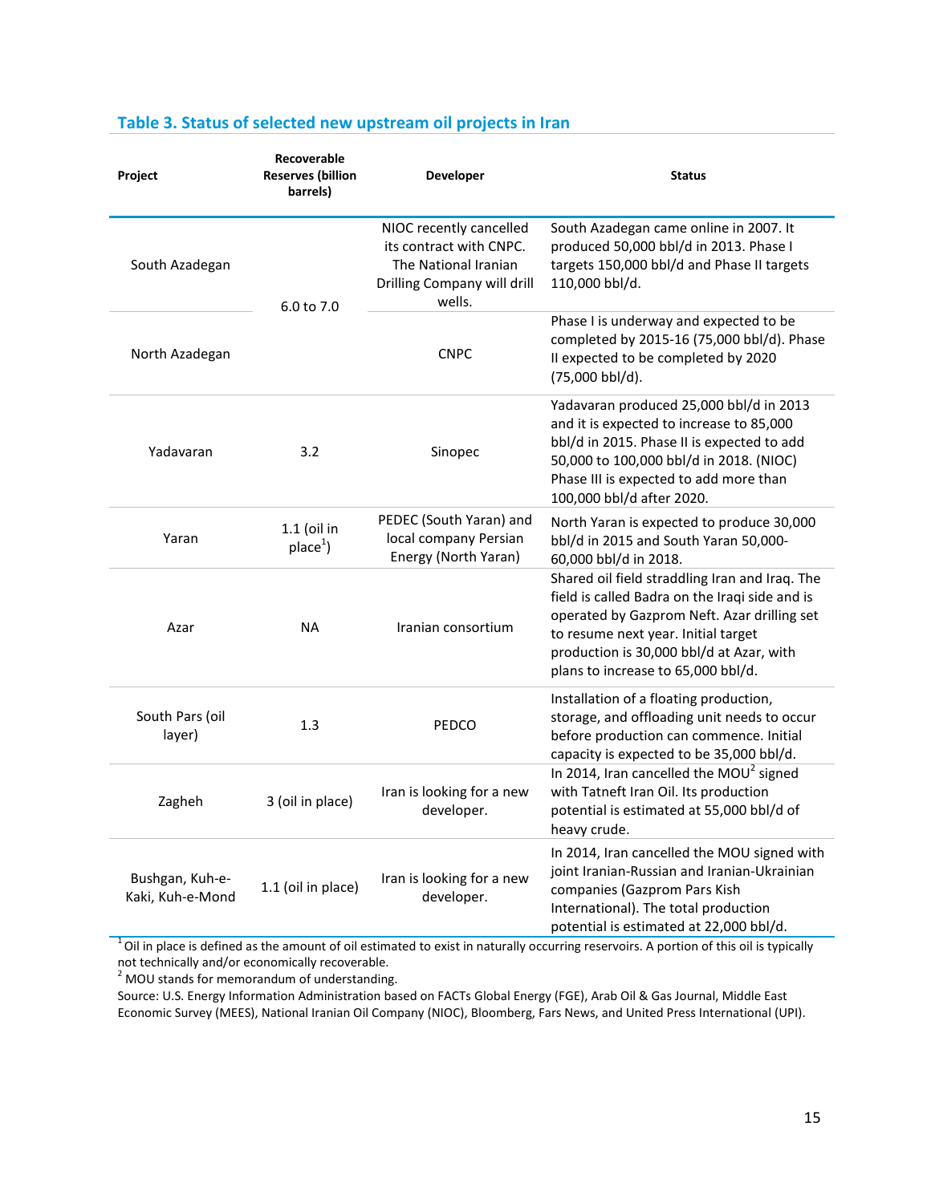### Table 3. Status of selected new upstream oil projects in Iran

| Project | Recoverable Reserves (billion barrels) | Developer | Status |
|---|---|---|---|
| South Azadegan | 6.0 to 7.0 | NIOC recently cancelled its contract with CNPC. The National Iranian Drilling Company will drill wells. | South Azadegan came online in 2007. It produced 50,000 bbl/d in 2013. Phase I targets 150,000 bbl/d and Phase II targets 110,000 bbl/d. |
| North Azadegan | | CNPC | Phase I is underway and expected to be completed by 2015-16 (75,000 bbl/d). Phase II expected to be completed by 2020 (75,000 bbl/d). |
| Yadavaran | 3.2 | Sinopec | Yadavaran produced 25,000 bbl/d in 2013 and it is expected to increase to 85,000 bbl/d in 2015. Phase II is expected to add 50,000 to 100,000 bbl/d in 2018. (NIOC) Phase III is expected to add more than 100,000 bbl/d after 2020. |
| Yaran | 1.1 (oil in place[1]) | PEDEC (South Yaran) and local company Persian Energy (North Yaran) | North Yaran is expected to produce 30,000 bbl/d in 2015 and South Yaran 50,000-60,000 bbl/d in 2018. |
| Azar | NA | Iranian consortium | Shared oil field straddling Iran and Iraq. The field is called Badra on the Iraqi side and is operated by Gazprom Neft. Azar drilling set to resume next year. Initial target production is 30,000 bbl/d at Azar, with plans to increase to 65,000 bbl/d. |
| South Pars (oil layer) | 1.3 | PEDCO | Installation of a floating production, storage, and offloading unit needs to occur before production can commence. Initial capacity is expected to be 35,000 bbl/d. |
| Zagheh | 3 (oil in place) | Iran is looking for a new developer. | In 2014, Iran cancelled the MOU[2] signed with Tatneft Iran Oil. Its production potential is estimated at 55,000 bbl/d of heavy crude. |
| Bushgan, Kuh-e-Kaki, Kuh-e-Mond | 1.1 (oil in place) | Iran is looking for a new developer. | In 2014, Iran cancelled the MOU signed with joint Iranian-Russian and Iranian-Ukrainian companies (Gazprom Pars Kish International). The total production potential is estimated at 22,000 bbl/d. |

[1] Oil in place is defined as the amount of oil estimated to exist in naturally occurring reservoirs. A portion of this oil is typically not technically and/or economically recoverable.

[2] MOU stands for memorandum of understanding.

Source: U.S. Energy Information Administration based on FACTs Global Energy (FGE), Arab Oil & Gas Journal, Middle East Economic Survey (MEES), National Iranian Oil Company (NIOC), Bloomberg, Fars News, and United Press International (UPI).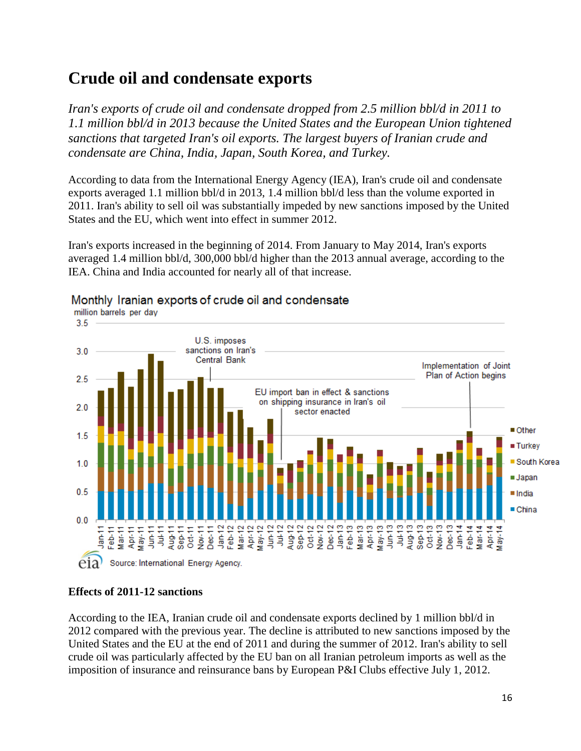## Crude oil and condensate exports

*Iran's exports of crude oil and condensate dropped from 2.5 million bbl/d in 2011 to 1.1 million bbl/d in 2013 because the United States and the European Union tightened sanctions that targeted Iran's oil exports. The largest buyers of Iranian crude and condensate are China, India, Japan, South Korea, and Turkey.*

According to data from the International Energy Agency (IEA), Iran's crude oil and condensate exports averaged 1.1 million bbl/d in 2013, 1.4 million bbl/d less than the volume exported in 2011. Iran's ability to sell oil was substantially impeded by new sanctions imposed by the United States and the EU, which went into effect in summer 2012.

Iran's exports increased in the beginning of 2014. From January to May 2014, Iran's exports averaged 1.4 million bbl/d, 300,000 bbl/d higher than the 2013 annual average, according to the IEA. China and India accounted for nearly all of that increase.

Monthly Iranian exports of crude oil and condensate

million barrels per day

Source: International Energy Agency.

### Effects of 2011-12 sanctions

According to the IEA, Iranian crude oil and condensate exports declined by 1 million bbl/d in 2012 compared with the previous year. The decline is attributed to new sanctions imposed by the United States and the EU at the end of 2011 and during the summer of 2012. Iran's ability to sell crude oil was particularly affected by the EU ban on all Iranian petroleum imports as well as the imposition of insurance and reinsurance bans by European P&I Clubs effective July 1, 2012.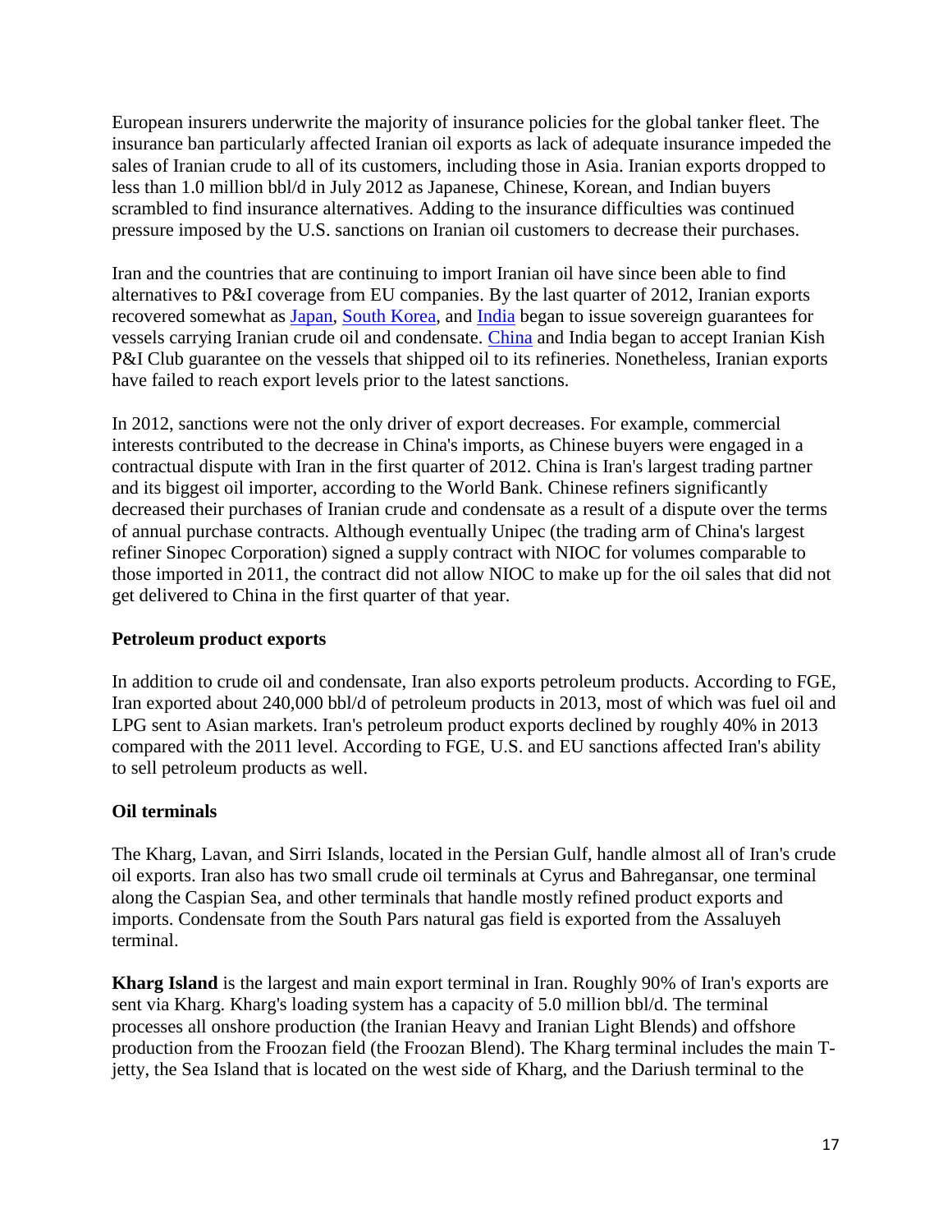European insurers underwrite the majority of insurance policies for the global tanker fleet. The insurance ban particularly affected Iranian oil exports as lack of adequate insurance impeded the sales of Iranian crude to all of its customers, including those in Asia. Iranian exports dropped to less than 1.0 million bbl/d in July 2012 as Japanese, Chinese, Korean, and Indian buyers scrambled to find insurance alternatives. Adding to the insurance difficulties was continued pressure imposed by the U.S. sanctions on Iranian oil customers to decrease their purchases.

Iran and the countries that are continuing to import Iranian oil have since been able to find alternatives to P&I coverage from EU companies. By the last quarter of 2012, Iranian exports recovered somewhat as Japan, South Korea, and India began to issue sovereign guarantees for vessels carrying Iranian crude oil and condensate. China and India began to accept Iranian Kish P&I Club guarantee on the vessels that shipped oil to its refineries. Nonetheless, Iranian exports have failed to reach export levels prior to the latest sanctions.

In 2012, sanctions were not the only driver of export decreases. For example, commercial interests contributed to the decrease in China's imports, as Chinese buyers were engaged in a contractual dispute with Iran in the first quarter of 2012. China is Iran's largest trading partner and its biggest oil importer, according to the World Bank. Chinese refiners significantly decreased their purchases of Iranian crude and condensate as a result of a dispute over the terms of annual purchase contracts. Although eventually Unipec (the trading arm of China's largest refiner Sinopec Corporation) signed a supply contract with NIOC for volumes comparable to those imported in 2011, the contract did not allow NIOC to make up for the oil sales that did not get delivered to China in the first quarter of that year.

### Petroleum product exports

In addition to crude oil and condensate, Iran also exports petroleum products. According to FGE, Iran exported about 240,000 bbl/d of petroleum products in 2013, most of which was fuel oil and LPG sent to Asian markets. Iran's petroleum product exports declined by roughly 40% in 2013 compared with the 2011 level. According to FGE, U.S. and EU sanctions affected Iran's ability to sell petroleum products as well.

### Oil terminals

The Kharg, Lavan, and Sirri Islands, located in the Persian Gulf, handle almost all of Iran's crude oil exports. Iran also has two small crude oil terminals at Cyrus and Bahregansar, one terminal along the Caspian Sea, and other terminals that handle mostly refined product exports and imports. Condensate from the South Pars natural gas field is exported from the Assaluyeh terminal.

**Kharg Island** is the largest and main export terminal in Iran. Roughly 90% of Iran's exports are sent via Kharg. Kharg's loading system has a capacity of 5.0 million bbl/d. The terminal processes all onshore production (the Iranian Heavy and Iranian Light Blends) and offshore production from the Froozan field (the Froozan Blend). The Kharg terminal includes the main T-jetty, the Sea Island that is located on the west side of Kharg, and the Dariush terminal to the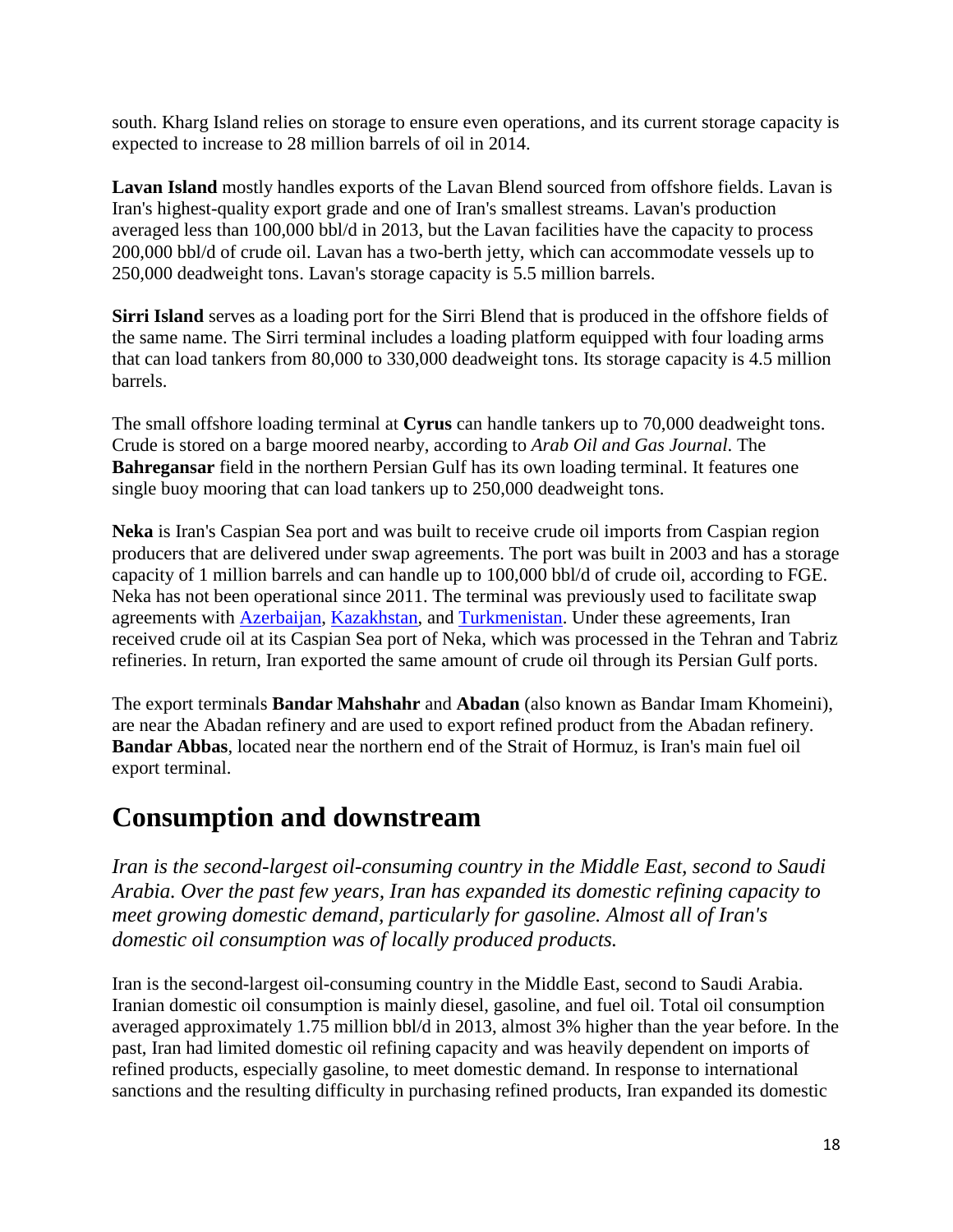south. Kharg Island relies on storage to ensure even operations, and its current storage capacity is expected to increase to 28 million barrels of oil in 2014.

**Lavan Island** mostly handles exports of the Lavan Blend sourced from offshore fields. Lavan is Iran's highest-quality export grade and one of Iran's smallest streams. Lavan's production averaged less than 100,000 bbl/d in 2013, but the Lavan facilities have the capacity to process 200,000 bbl/d of crude oil. Lavan has a two-berth jetty, which can accommodate vessels up to 250,000 deadweight tons. Lavan's storage capacity is 5.5 million barrels.

**Sirri Island** serves as a loading port for the Sirri Blend that is produced in the offshore fields of the same name. The Sirri terminal includes a loading platform equipped with four loading arms that can load tankers from 80,000 to 330,000 deadweight tons. Its storage capacity is 4.5 million barrels.

The small offshore loading terminal at **Cyrus** can handle tankers up to 70,000 deadweight tons. Crude is stored on a barge moored nearby, according to *Arab Oil and Gas Journal*. The **Bahregansar** field in the northern Persian Gulf has its own loading terminal. It features one single buoy mooring that can load tankers up to 250,000 deadweight tons.

**Neka** is Iran's Caspian Sea port and was built to receive crude oil imports from Caspian region producers that are delivered under swap agreements. The port was built in 2003 and has a storage capacity of 1 million barrels and can handle up to 100,000 bbl/d of crude oil, according to FGE. Neka has not been operational since 2011. The terminal was previously used to facilitate swap agreements with Azerbaijan, Kazakhstan, and Turkmenistan. Under these agreements, Iran received crude oil at its Caspian Sea port of Neka, which was processed in the Tehran and Tabriz refineries. In return, Iran exported the same amount of crude oil through its Persian Gulf ports.

The export terminals **Bandar Mahshahr** and **Abadan** (also known as Bandar Imam Khomeini), are near the Abadan refinery and are used to export refined product from the Abadan refinery. **Bandar Abbas**, located near the northern end of the Strait of Hormuz, is Iran's main fuel oil export terminal.

# Consumption and downstream

*Iran is the second-largest oil-consuming country in the Middle East, second to Saudi Arabia. Over the past few years, Iran has expanded its domestic refining capacity to meet growing domestic demand, particularly for gasoline. Almost all of Iran's domestic oil consumption was of locally produced products.*

Iran is the second-largest oil-consuming country in the Middle East, second to Saudi Arabia. Iranian domestic oil consumption is mainly diesel, gasoline, and fuel oil. Total oil consumption averaged approximately 1.75 million bbl/d in 2013, almost 3% higher than the year before. In the past, Iran had limited domestic oil refining capacity and was heavily dependent on imports of refined products, especially gasoline, to meet domestic demand. In response to international sanctions and the resulting difficulty in purchasing refined products, Iran expanded its domestic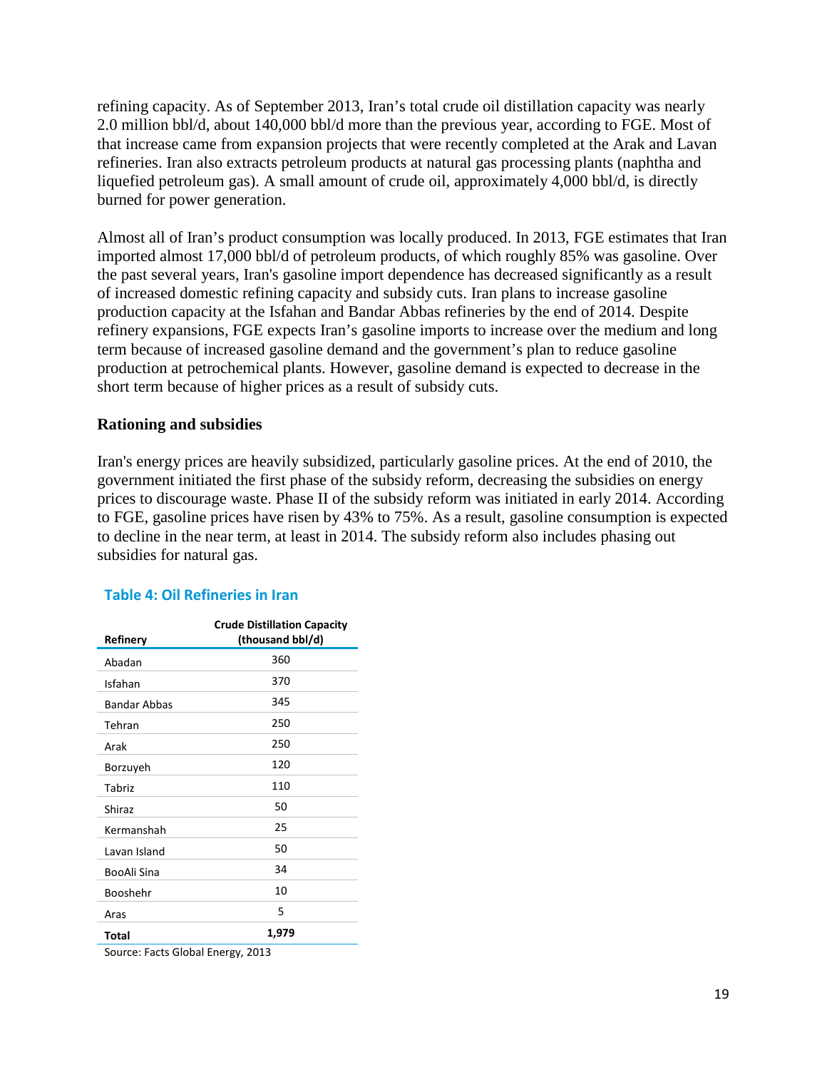refining capacity. As of September 2013, Iran's total crude oil distillation capacity was nearly 2.0 million bbl/d, about 140,000 bbl/d more than the previous year, according to FGE. Most of that increase came from expansion projects that were recently completed at the Arak and Lavan refineries. Iran also extracts petroleum products at natural gas processing plants (naphtha and liquefied petroleum gas). A small amount of crude oil, approximately 4,000 bbl/d, is directly burned for power generation.

Almost all of Iran's product consumption was locally produced. In 2013, FGE estimates that Iran imported almost 17,000 bbl/d of petroleum products, of which roughly 85% was gasoline. Over the past several years, Iran's gasoline import dependence has decreased significantly as a result of increased domestic refining capacity and subsidy cuts. Iran plans to increase gasoline production capacity at the Isfahan and Bandar Abbas refineries by the end of 2014. Despite refinery expansions, FGE expects Iran's gasoline imports to increase over the medium and long term because of increased gasoline demand and the government's plan to reduce gasoline production at petrochemical plants. However, gasoline demand is expected to decrease in the short term because of higher prices as a result of subsidy cuts.

### Rationing and subsidies

Iran's energy prices are heavily subsidized, particularly gasoline prices. At the end of 2010, the government initiated the first phase of the subsidy reform, decreasing the subsidies on energy prices to discourage waste. Phase II of the subsidy reform was initiated in early 2014. According to FGE, gasoline prices have risen by 43% to 75%. As a result, gasoline consumption is expected to decline in the near term, at least in 2014. The subsidy reform also includes phasing out subsidies for natural gas.

**Table 4: Oil Refineries in Iran**

| Refinery | Crude Distillation Capacity (thousand bbl/d) |
|---|---|
| Abadan | 360 |
| Isfahan | 370 |
| Bandar Abbas | 345 |
| Tehran | 250 |
| Arak | 250 |
| Borzuyeh | 120 |
| Tabriz | 110 |
| Shiraz | 50 |
| Kermanshah | 25 |
| Lavan Island | 50 |
| BooAli Sina | 34 |
| Booshehr | 10 |
| Aras | 5 |
| **Total** | **1,979** |

Source: Facts Global Energy, 2013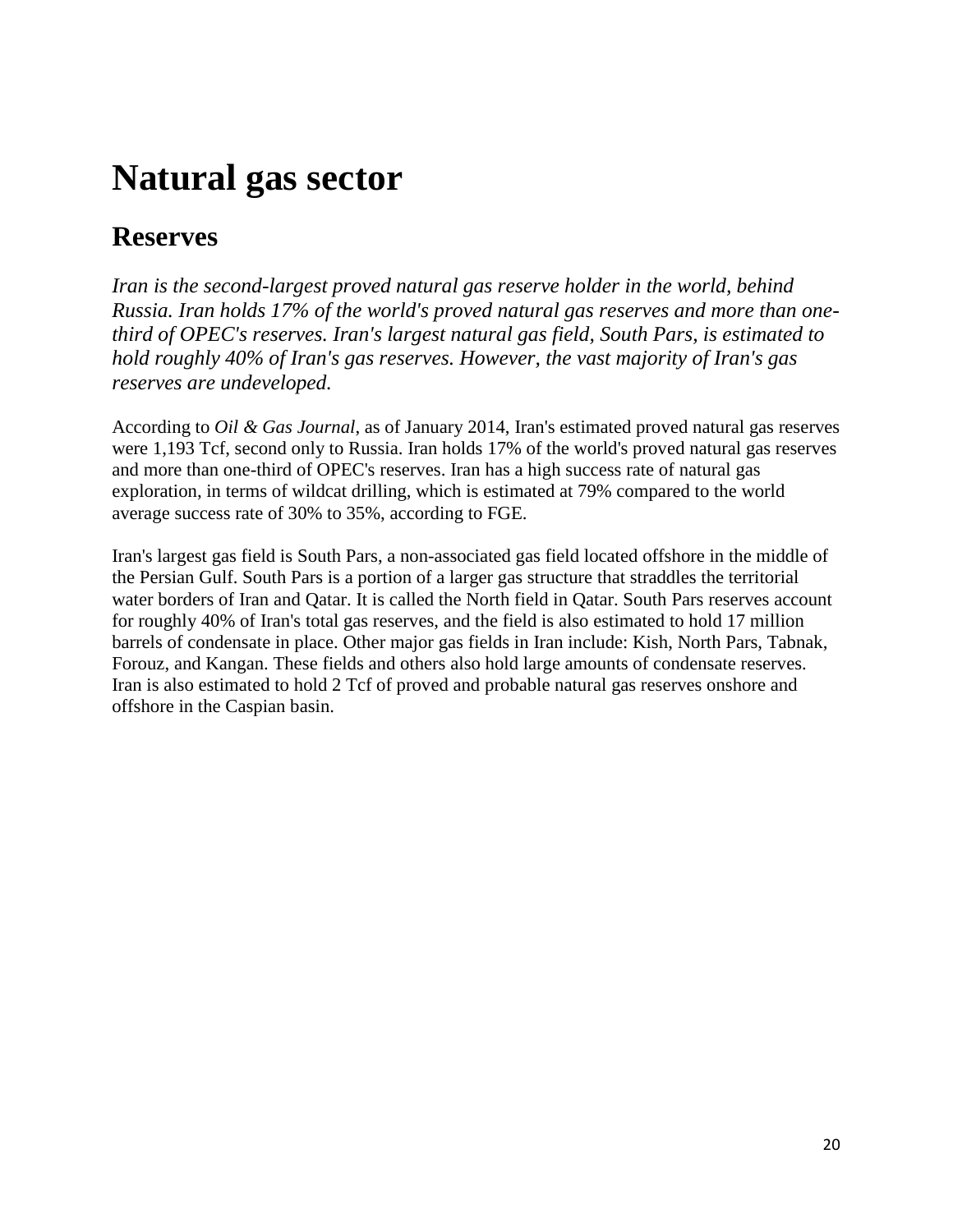# Natural gas sector

## Reserves

*Iran is the second-largest proved natural gas reserve holder in the world, behind Russia. Iran holds 17% of the world's proved natural gas reserves and more than one-third of OPEC's reserves. Iran's largest natural gas field, South Pars, is estimated to hold roughly 40% of Iran's gas reserves. However, the vast majority of Iran's gas reserves are undeveloped.*

According to *Oil & Gas Journal*, as of January 2014, Iran's estimated proved natural gas reserves were 1,193 Tcf, second only to Russia. Iran holds 17% of the world's proved natural gas reserves and more than one-third of OPEC's reserves. Iran has a high success rate of natural gas exploration, in terms of wildcat drilling, which is estimated at 79% compared to the world average success rate of 30% to 35%, according to FGE.

Iran's largest gas field is South Pars, a non-associated gas field located offshore in the middle of the Persian Gulf. South Pars is a portion of a larger gas structure that straddles the territorial water borders of Iran and Qatar. It is called the North field in Qatar. South Pars reserves account for roughly 40% of Iran's total gas reserves, and the field is also estimated to hold 17 million barrels of condensate in place. Other major gas fields in Iran include: Kish, North Pars, Tabnak, Forouz, and Kangan. These fields and others also hold large amounts of condensate reserves. Iran is also estimated to hold 2 Tcf of proved and probable natural gas reserves onshore and offshore in the Caspian basin.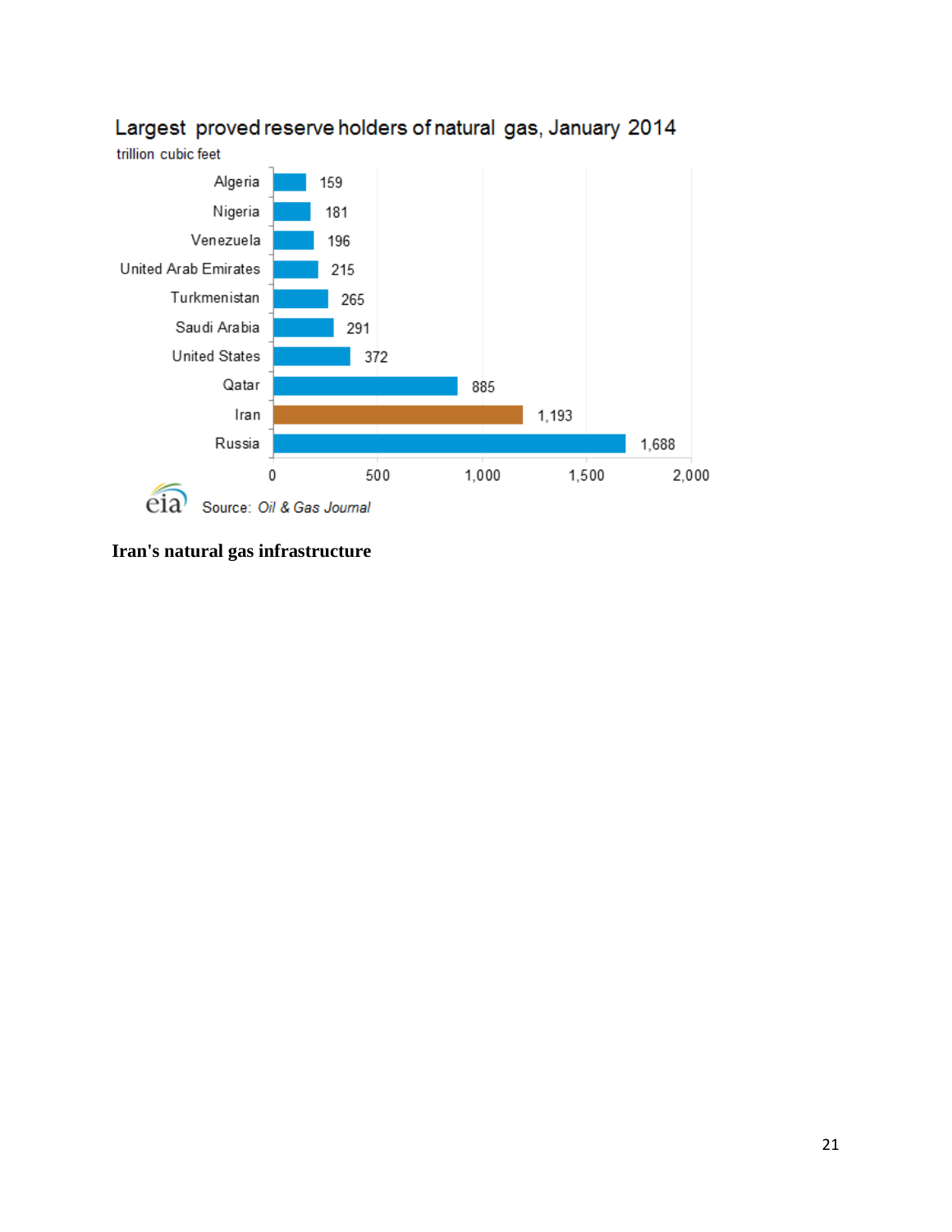Largest proved reserve holders of natural gas, January 2014

trillion cubic feet

| Country | Reserves |
| --- | --- |
| Algeria | 159 |
| Nigeria | 181 |
| Venezuela | 196 |
| United Arab Emirates | 215 |
| Turkmenistan | 265 |
| Saudi Arabia | 291 |
| United States | 372 |
| Qatar | 885 |
| Iran | 1,193 |
| Russia | 1,688 |

Source: *Oil & Gas Journal*

**Iran's natural gas infrastructure**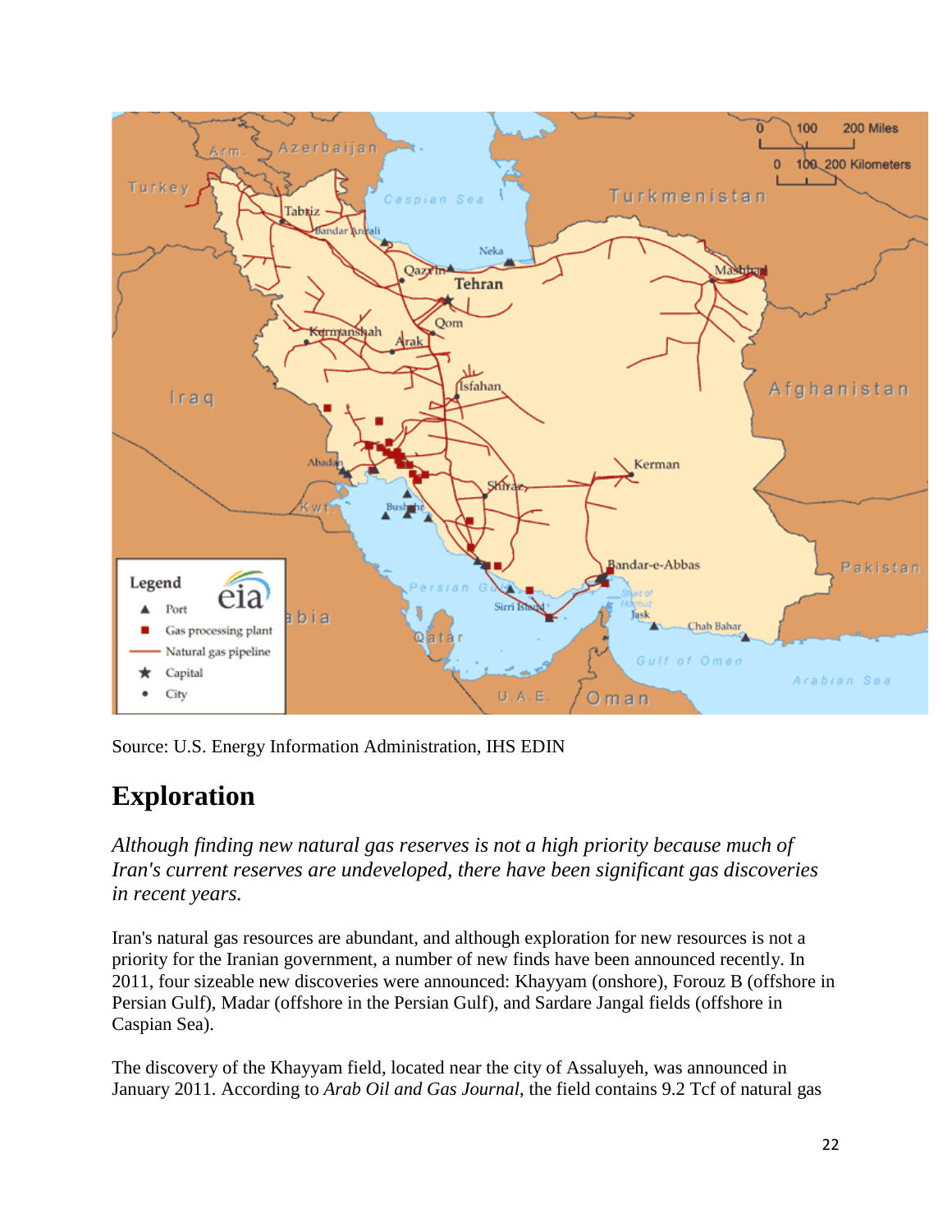Source: U.S. Energy Information Administration, IHS EDIN

## Exploration

*Although finding new natural gas reserves is not a high priority because much of Iran's current reserves are undeveloped, there have been significant gas discoveries in recent years.*

Iran's natural gas resources are abundant, and although exploration for new resources is not a priority for the Iranian government, a number of new finds have been announced recently. In 2011, four sizeable new discoveries were announced: Khayyam (onshore), Forouz B (offshore in Persian Gulf), Madar (offshore in the Persian Gulf), and Sardare Jangal fields (offshore in Caspian Sea).

The discovery of the Khayyam field, located near the city of Assaluyeh, was announced in January 2011. According to *Arab Oil and Gas Journal*, the field contains 9.2 Tcf of natural gas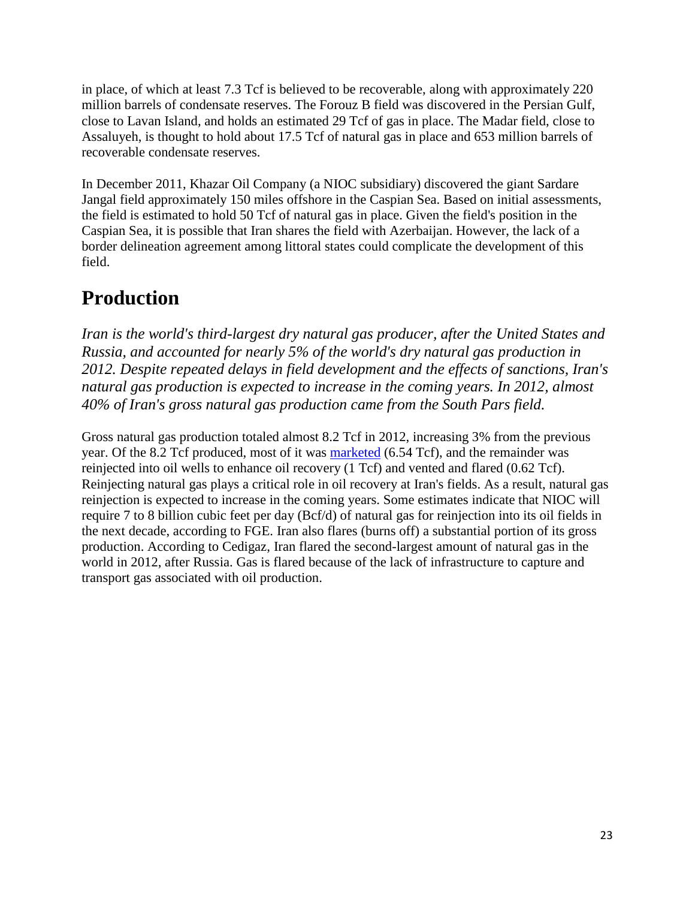in place, of which at least 7.3 Tcf is believed to be recoverable, along with approximately 220 million barrels of condensate reserves. The Forouz B field was discovered in the Persian Gulf, close to Lavan Island, and holds an estimated 29 Tcf of gas in place. The Madar field, close to Assaluyeh, is thought to hold about 17.5 Tcf of natural gas in place and 653 million barrels of recoverable condensate reserves.

In December 2011, Khazar Oil Company (a NIOC subsidiary) discovered the giant Sardare Jangal field approximately 150 miles offshore in the Caspian Sea. Based on initial assessments, the field is estimated to hold 50 Tcf of natural gas in place. Given the field's position in the Caspian Sea, it is possible that Iran shares the field with Azerbaijan. However, the lack of a border delineation agreement among littoral states could complicate the development of this field.

## Production

*Iran is the world's third-largest dry natural gas producer, after the United States and Russia, and accounted for nearly 5% of the world's dry natural gas production in 2012. Despite repeated delays in field development and the effects of sanctions, Iran's natural gas production is expected to increase in the coming years. In 2012, almost 40% of Iran's gross natural gas production came from the South Pars field.*

Gross natural gas production totaled almost 8.2 Tcf in 2012, increasing 3% from the previous year. Of the 8.2 Tcf produced, most of it was marketed (6.54 Tcf), and the remainder was reinjected into oil wells to enhance oil recovery (1 Tcf) and vented and flared (0.62 Tcf). Reinjecting natural gas plays a critical role in oil recovery at Iran's fields. As a result, natural gas reinjection is expected to increase in the coming years. Some estimates indicate that NIOC will require 7 to 8 billion cubic feet per day (Bcf/d) of natural gas for reinjection into its oil fields in the next decade, according to FGE. Iran also flares (burns off) a substantial portion of its gross production. According to Cedigaz, Iran flared the second-largest amount of natural gas in the world in 2012, after Russia. Gas is flared because of the lack of infrastructure to capture and transport gas associated with oil production.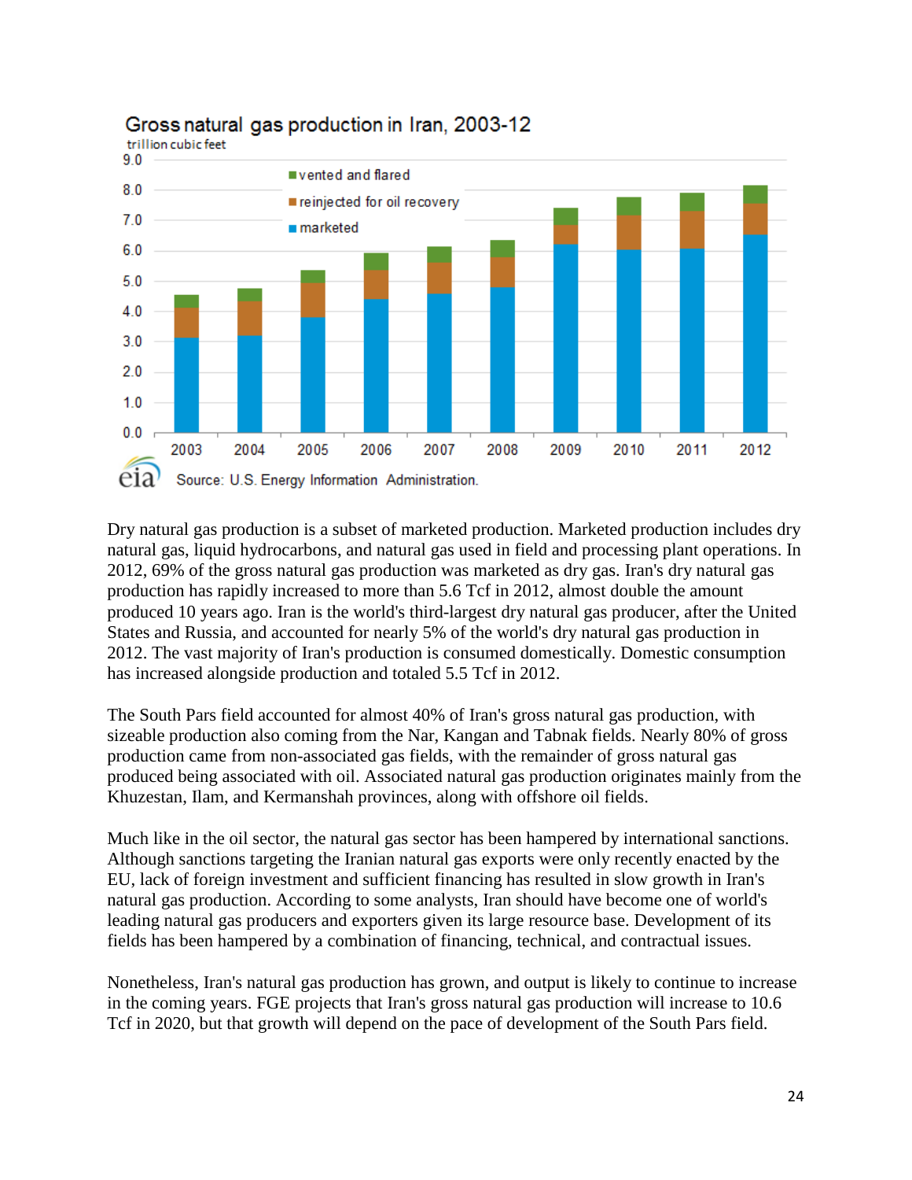Gross natural gas production in Iran, 2003-12

trillion cubic feet

Source: U.S. Energy Information Administration.

Dry natural gas production is a subset of marketed production. Marketed production includes dry natural gas, liquid hydrocarbons, and natural gas used in field and processing plant operations. In 2012, 69% of the gross natural gas production was marketed as dry gas. Iran's dry natural gas production has rapidly increased to more than 5.6 Tcf in 2012, almost double the amount produced 10 years ago. Iran is the world's third-largest dry natural gas producer, after the United States and Russia, and accounted for nearly 5% of the world's dry natural gas production in 2012. The vast majority of Iran's production is consumed domestically. Domestic consumption has increased alongside production and totaled 5.5 Tcf in 2012.

The South Pars field accounted for almost 40% of Iran's gross natural gas production, with sizeable production also coming from the Nar, Kangan and Tabnak fields. Nearly 80% of gross production came from non-associated gas fields, with the remainder of gross natural gas produced being associated with oil. Associated natural gas production originates mainly from the Khuzestan, Ilam, and Kermanshah provinces, along with offshore oil fields.

Much like in the oil sector, the natural gas sector has been hampered by international sanctions. Although sanctions targeting the Iranian natural gas exports were only recently enacted by the EU, lack of foreign investment and sufficient financing has resulted in slow growth in Iran's natural gas production. According to some analysts, Iran should have become one of world's leading natural gas producers and exporters given its large resource base. Development of its fields has been hampered by a combination of financing, technical, and contractual issues.

Nonetheless, Iran's natural gas production has grown, and output is likely to continue to increase in the coming years. FGE projects that Iran's gross natural gas production will increase to 10.6 Tcf in 2020, but that growth will depend on the pace of development of the South Pars field.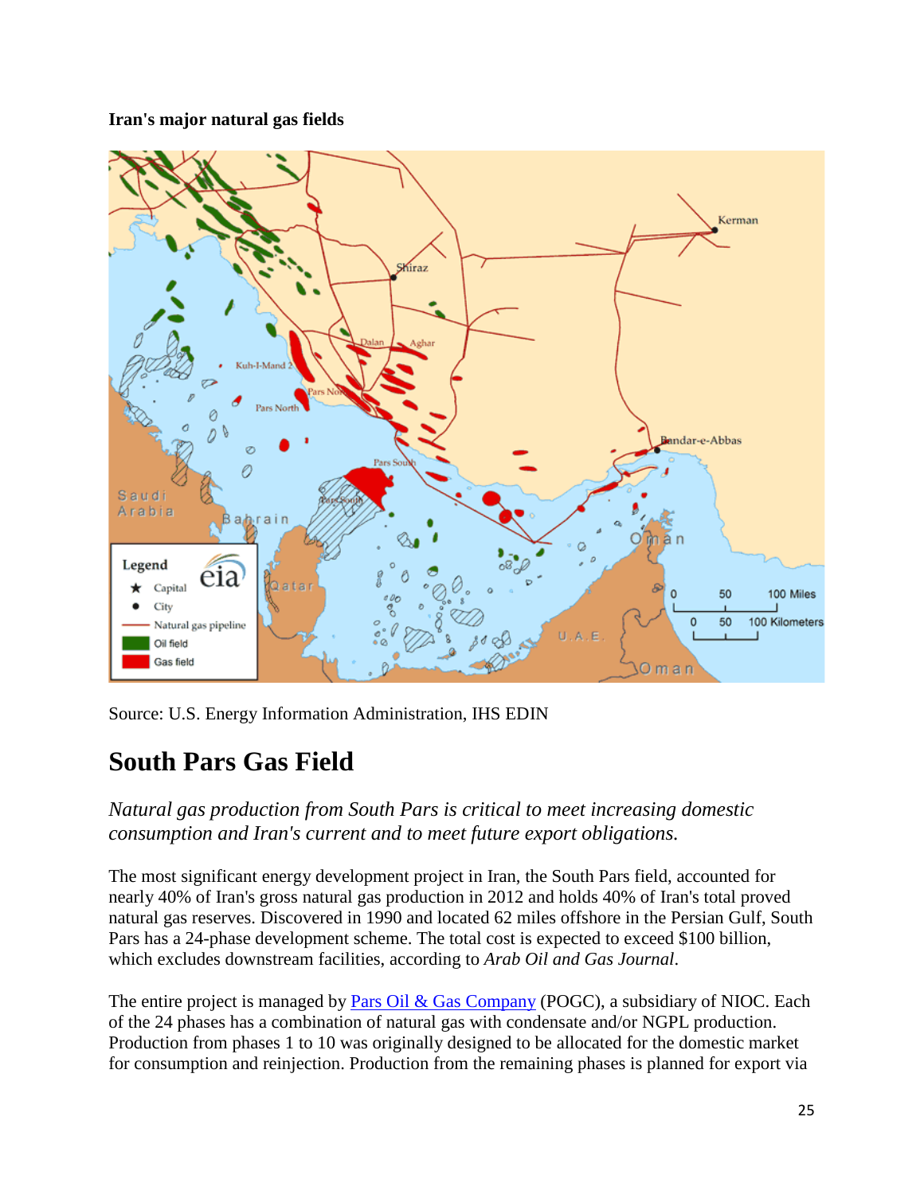**Iran's major natural gas fields**

Source: U.S. Energy Information Administration, IHS EDIN

# South Pars Gas Field

*Natural gas production from South Pars is critical to meet increasing domestic consumption and Iran's current and to meet future export obligations.*

The most significant energy development project in Iran, the South Pars field, accounted for nearly 40% of Iran's gross natural gas production in 2012 and holds 40% of Iran's total proved natural gas reserves. Discovered in 1990 and located 62 miles offshore in the Persian Gulf, South Pars has a 24-phase development scheme. The total cost is expected to exceed $100 billion, which excludes downstream facilities, according to *Arab Oil and Gas Journal*.

The entire project is managed by Pars Oil & Gas Company (POGC), a subsidiary of NIOC. Each of the 24 phases has a combination of natural gas with condensate and/or NGPL production. Production from phases 1 to 10 was originally designed to be allocated for the domestic market for consumption and reinjection. Production from the remaining phases is planned for export via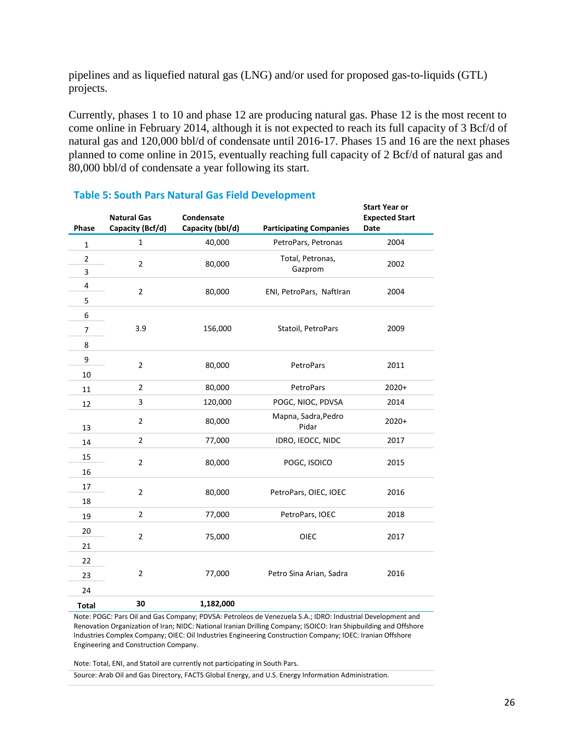pipelines and as liquefied natural gas (LNG) and/or used for proposed gas-to-liquids (GTL) projects.

Currently, phases 1 to 10 and phase 12 are producing natural gas. Phase 12 is the most recent to come online in February 2014, although it is not expected to reach its full capacity of 3 Bcf/d of natural gas and 120,000 bbl/d of condensate until 2016-17. Phases 15 and 16 are the next phases planned to come online in 2015, eventually reaching full capacity of 2 Bcf/d of natural gas and 80,000 bbl/d of condensate a year following its start.

### Table 5: South Pars Natural Gas Field Development

| Phase | Natural Gas Capacity (Bcf/d) | Condensate Capacity (bbl/d) | Participating Companies | Start Year or Expected Start Date |
|---|---|---|---|---|
| 1 | 1 | 40,000 | PetroPars, Petronas | 2004 |
| 2, 3 | 2 | 80,000 | Total, Petronas, Gazprom | 2002 |
| 4, 5 | 2 | 80,000 | ENI, PetroPars, NaftIran | 2004 |
| 6, 7, 8 | 3.9 | 156,000 | Statoil, PetroPars | 2009 |
| 9, 10 | 2 | 80,000 | PetroPars | 2011 |
| 11 | 2 | 80,000 | PetroPars | 2020+ |
| 12 | 3 | 120,000 | POGC, NIOC, PDVSA | 2014 |
| 13 | 2 | 80,000 | Mapna, Sadra,Pedro Pidar | 2020+ |
| 14 | 2 | 77,000 | IDRO, IEOCC, NIDC | 2017 |
| 15, 16 | 2 | 80,000 | POGC, ISOICO | 2015 |
| 17, 18 | 2 | 80,000 | PetroPars, OIEC, IOEC | 2016 |
| 19 | 2 | 77,000 | PetroPars, IOEC | 2018 |
| 20, 21 | 2 | 75,000 | OIEC | 2017 |
| 22, 23, 24 | 2 | 77,000 | Petro Sina Arian, Sadra | 2016 |
| **Total** | **30** | **1,182,000** | | |

Note: POGC: Pars Oil and Gas Company; PDVSA: Petroleos de Venezuela S.A.; IDRO: Industrial Development and Renovation Organization of Iran; NIDC: National Iranian Drilling Company; ISOICO: Iran Shipbuilding and Offshore Industries Complex Company; OIEC: Oil Industries Engineering Construction Company; IOEC: Iranian Offshore Engineering and Construction Company.

Note: Total, ENI, and Statoil are currently not participating in South Pars.

Source: Arab Oil and Gas Directory, FACTS Global Energy, and U.S. Energy Information Administration.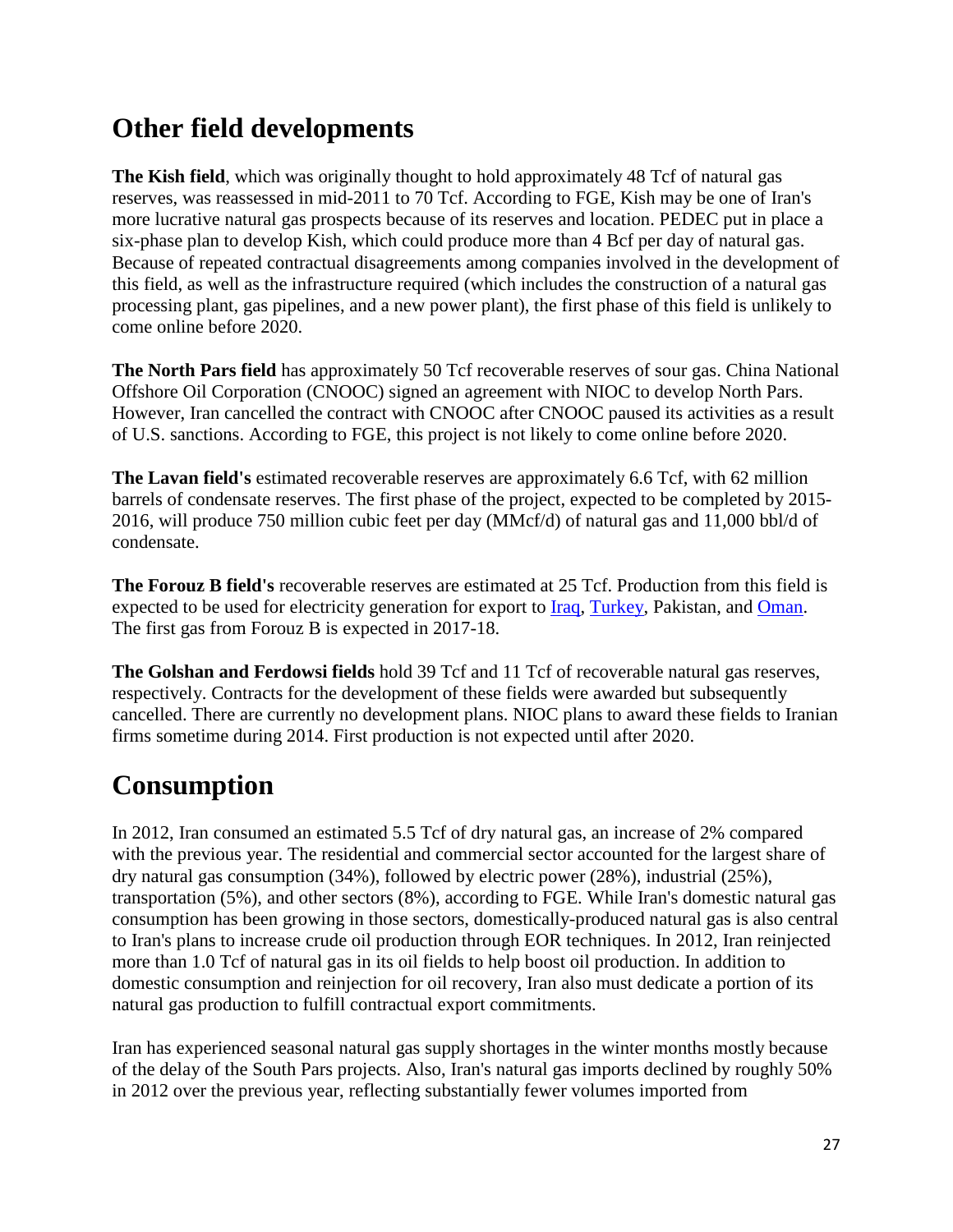## Other field developments

**The Kish field**, which was originally thought to hold approximately 48 Tcf of natural gas reserves, was reassessed in mid-2011 to 70 Tcf. According to FGE, Kish may be one of Iran's more lucrative natural gas prospects because of its reserves and location. PEDEC put in place a six-phase plan to develop Kish, which could produce more than 4 Bcf per day of natural gas. Because of repeated contractual disagreements among companies involved in the development of this field, as well as the infrastructure required (which includes the construction of a natural gas processing plant, gas pipelines, and a new power plant), the first phase of this field is unlikely to come online before 2020.

**The North Pars field** has approximately 50 Tcf recoverable reserves of sour gas. China National Offshore Oil Corporation (CNOOC) signed an agreement with NIOC to develop North Pars. However, Iran cancelled the contract with CNOOC after CNOOC paused its activities as a result of U.S. sanctions. According to FGE, this project is not likely to come online before 2020.

**The Lavan field's** estimated recoverable reserves are approximately 6.6 Tcf, with 62 million barrels of condensate reserves. The first phase of the project, expected to be completed by 2015-2016, will produce 750 million cubic feet per day (MMcf/d) of natural gas and 11,000 bbl/d of condensate.

**The Forouz B field's** recoverable reserves are estimated at 25 Tcf. Production from this field is expected to be used for electricity generation for export to Iraq, Turkey, Pakistan, and Oman. The first gas from Forouz B is expected in 2017-18.

**The Golshan and Ferdowsi fields** hold 39 Tcf and 11 Tcf of recoverable natural gas reserves, respectively. Contracts for the development of these fields were awarded but subsequently cancelled. There are currently no development plans. NIOC plans to award these fields to Iranian firms sometime during 2014. First production is not expected until after 2020.

## Consumption

In 2012, Iran consumed an estimated 5.5 Tcf of dry natural gas, an increase of 2% compared with the previous year. The residential and commercial sector accounted for the largest share of dry natural gas consumption (34%), followed by electric power (28%), industrial (25%), transportation (5%), and other sectors (8%), according to FGE. While Iran's domestic natural gas consumption has been growing in those sectors, domestically-produced natural gas is also central to Iran's plans to increase crude oil production through EOR techniques. In 2012, Iran reinjected more than 1.0 Tcf of natural gas in its oil fields to help boost oil production. In addition to domestic consumption and reinjection for oil recovery, Iran also must dedicate a portion of its natural gas production to fulfill contractual export commitments.

Iran has experienced seasonal natural gas supply shortages in the winter months mostly because of the delay of the South Pars projects. Also, Iran's natural gas imports declined by roughly 50% in 2012 over the previous year, reflecting substantially fewer volumes imported from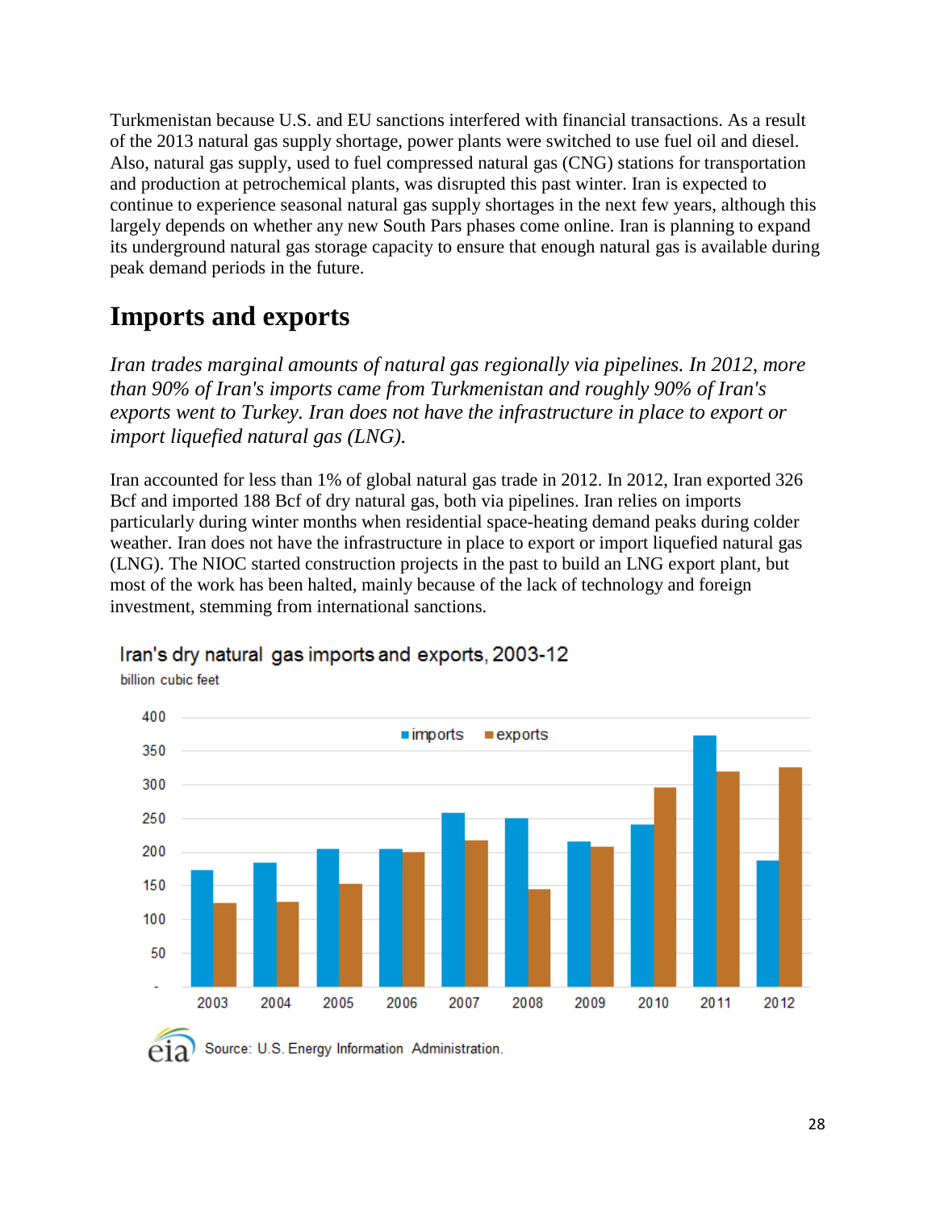Turkmenistan because U.S. and EU sanctions interfered with financial transactions. As a result of the 2013 natural gas supply shortage, power plants were switched to use fuel oil and diesel. Also, natural gas supply, used to fuel compressed natural gas (CNG) stations for transportation and production at petrochemical plants, was disrupted this past winter. Iran is expected to continue to experience seasonal natural gas supply shortages in the next few years, although this largely depends on whether any new South Pars phases come online. Iran is planning to expand its underground natural gas storage capacity to ensure that enough natural gas is available during peak demand periods in the future.

## Imports and exports

*Iran trades marginal amounts of natural gas regionally via pipelines. In 2012, more than 90% of Iran's imports came from Turkmenistan and roughly 90% of Iran's exports went to Turkey. Iran does not have the infrastructure in place to export or import liquefied natural gas (LNG).*

Iran accounted for less than 1% of global natural gas trade in 2012. In 2012, Iran exported 326 Bcf and imported 188 Bcf of dry natural gas, both via pipelines. Iran relies on imports particularly during winter months when residential space-heating demand peaks during colder weather. Iran does not have the infrastructure in place to export or import liquefied natural gas (LNG). The NIOC started construction projects in the past to build an LNG export plant, but most of the work has been halted, mainly because of the lack of technology and foreign investment, stemming from international sanctions.

Iran's dry natural gas imports and exports, 2003-12

billion cubic feet

Source: U.S. Energy Information Administration.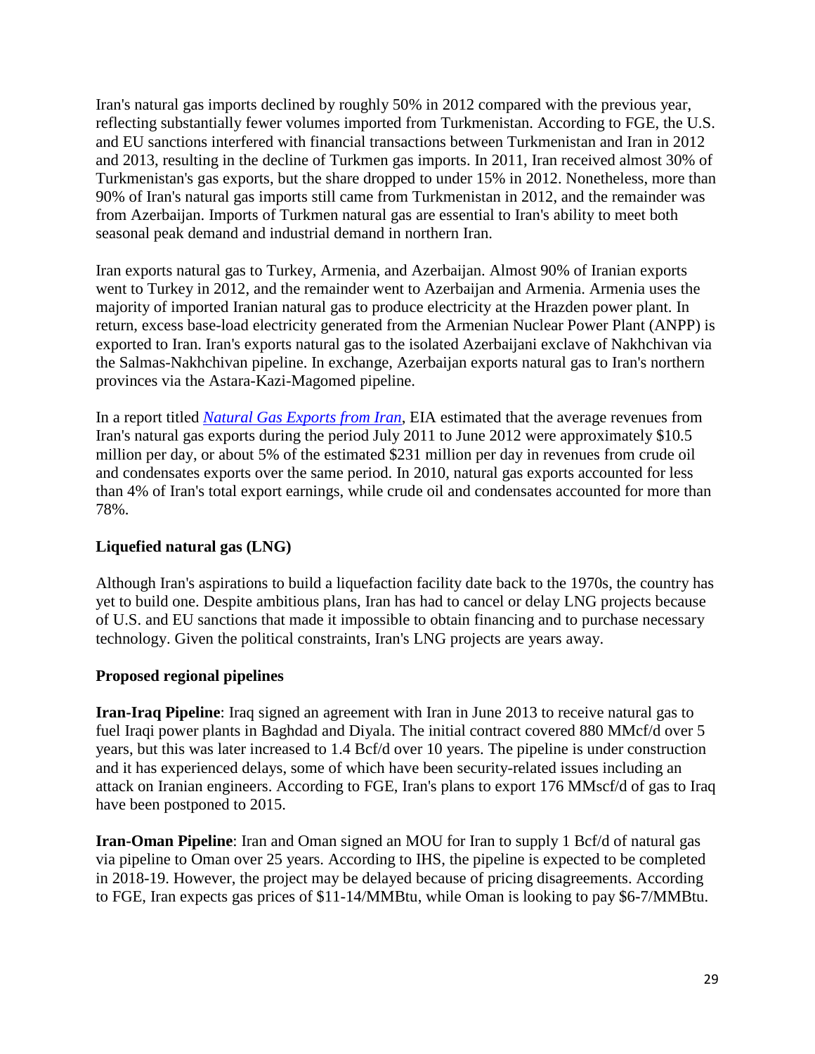Iran's natural gas imports declined by roughly 50% in 2012 compared with the previous year, reflecting substantially fewer volumes imported from Turkmenistan. According to FGE, the U.S. and EU sanctions interfered with financial transactions between Turkmenistan and Iran in 2012 and 2013, resulting in the decline of Turkmen gas imports. In 2011, Iran received almost 30% of Turkmenistan's gas exports, but the share dropped to under 15% in 2012. Nonetheless, more than 90% of Iran's natural gas imports still came from Turkmenistan in 2012, and the remainder was from Azerbaijan. Imports of Turkmen natural gas are essential to Iran's ability to meet both seasonal peak demand and industrial demand in northern Iran.

Iran exports natural gas to Turkey, Armenia, and Azerbaijan. Almost 90% of Iranian exports went to Turkey in 2012, and the remainder went to Azerbaijan and Armenia. Armenia uses the majority of imported Iranian natural gas to produce electricity at the Hrazden power plant. In return, excess base-load electricity generated from the Armenian Nuclear Power Plant (ANPP) is exported to Iran. Iran's exports natural gas to the isolated Azerbaijani exclave of Nakhchivan via the Salmas-Nakhchivan pipeline. In exchange, Azerbaijan exports natural gas to Iran's northern provinces via the Astara-Kazi-Magomed pipeline.

In a report titled *Natural Gas Exports from Iran*, EIA estimated that the average revenues from Iran's natural gas exports during the period July 2011 to June 2012 were approximately $10.5 million per day, or about 5% of the estimated $231 million per day in revenues from crude oil and condensates exports over the same period. In 2010, natural gas exports accounted for less than 4% of Iran's total export earnings, while crude oil and condensates accounted for more than 78%.

**Liquefied natural gas (LNG)**

Although Iran's aspirations to build a liquefaction facility date back to the 1970s, the country has yet to build one. Despite ambitious plans, Iran has had to cancel or delay LNG projects because of U.S. and EU sanctions that made it impossible to obtain financing and to purchase necessary technology. Given the political constraints, Iran's LNG projects are years away.

**Proposed regional pipelines**

**Iran-Iraq Pipeline**: Iraq signed an agreement with Iran in June 2013 to receive natural gas to fuel Iraqi power plants in Baghdad and Diyala. The initial contract covered 880 MMcf/d over 5 years, but this was later increased to 1.4 Bcf/d over 10 years. The pipeline is under construction and it has experienced delays, some of which have been security-related issues including an attack on Iranian engineers. According to FGE, Iran's plans to export 176 MMscf/d of gas to Iraq have been postponed to 2015.

**Iran-Oman Pipeline**: Iran and Oman signed an MOU for Iran to supply 1 Bcf/d of natural gas via pipeline to Oman over 25 years. According to IHS, the pipeline is expected to be completed in 2018-19. However, the project may be delayed because of pricing disagreements. According to FGE, Iran expects gas prices of $11-14/MMBtu, while Oman is looking to pay $6-7/MMBtu.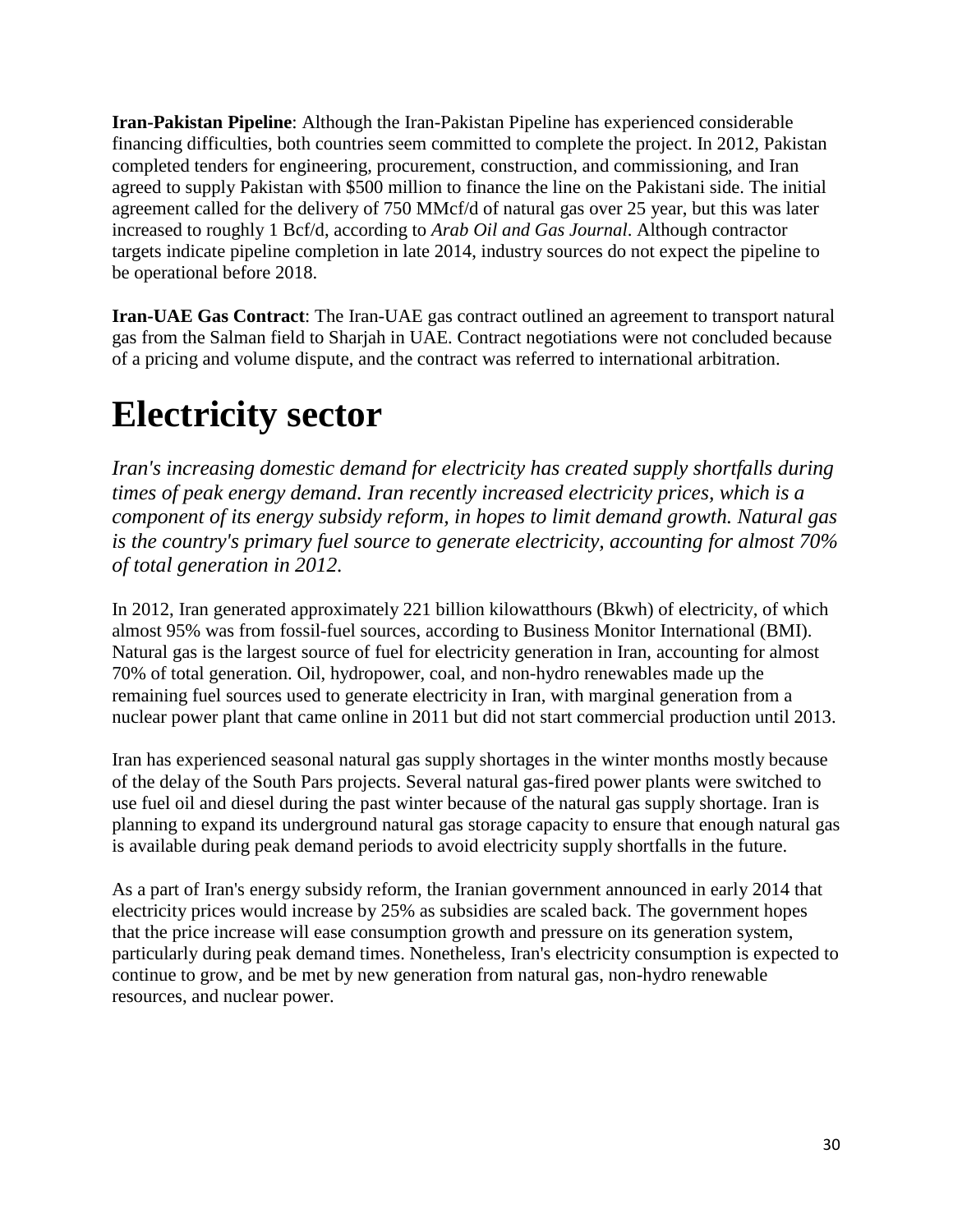**Iran-Pakistan Pipeline**: Although the Iran-Pakistan Pipeline has experienced considerable financing difficulties, both countries seem committed to complete the project. In 2012, Pakistan completed tenders for engineering, procurement, construction, and commissioning, and Iran agreed to supply Pakistan with $500 million to finance the line on the Pakistani side. The initial agreement called for the delivery of 750 MMcf/d of natural gas over 25 year, but this was later increased to roughly 1 Bcf/d, according to *Arab Oil and Gas Journal*. Although contractor targets indicate pipeline completion in late 2014, industry sources do not expect the pipeline to be operational before 2018.

**Iran-UAE Gas Contract**: The Iran-UAE gas contract outlined an agreement to transport natural gas from the Salman field to Sharjah in UAE. Contract negotiations were not concluded because of a pricing and volume dispute, and the contract was referred to international arbitration.

# Electricity sector

*Iran's increasing domestic demand for electricity has created supply shortfalls during times of peak energy demand. Iran recently increased electricity prices, which is a component of its energy subsidy reform, in hopes to limit demand growth. Natural gas is the country's primary fuel source to generate electricity, accounting for almost 70% of total generation in 2012.*

In 2012, Iran generated approximately 221 billion kilowatthours (Bkwh) of electricity, of which almost 95% was from fossil-fuel sources, according to Business Monitor International (BMI). Natural gas is the largest source of fuel for electricity generation in Iran, accounting for almost 70% of total generation. Oil, hydropower, coal, and non-hydro renewables made up the remaining fuel sources used to generate electricity in Iran, with marginal generation from a nuclear power plant that came online in 2011 but did not start commercial production until 2013.

Iran has experienced seasonal natural gas supply shortages in the winter months mostly because of the delay of the South Pars projects. Several natural gas-fired power plants were switched to use fuel oil and diesel during the past winter because of the natural gas supply shortage. Iran is planning to expand its underground natural gas storage capacity to ensure that enough natural gas is available during peak demand periods to avoid electricity supply shortfalls in the future.

As a part of Iran's energy subsidy reform, the Iranian government announced in early 2014 that electricity prices would increase by 25% as subsidies are scaled back. The government hopes that the price increase will ease consumption growth and pressure on its generation system, particularly during peak demand times. Nonetheless, Iran's electricity consumption is expected to continue to grow, and be met by new generation from natural gas, non-hydro renewable resources, and nuclear power.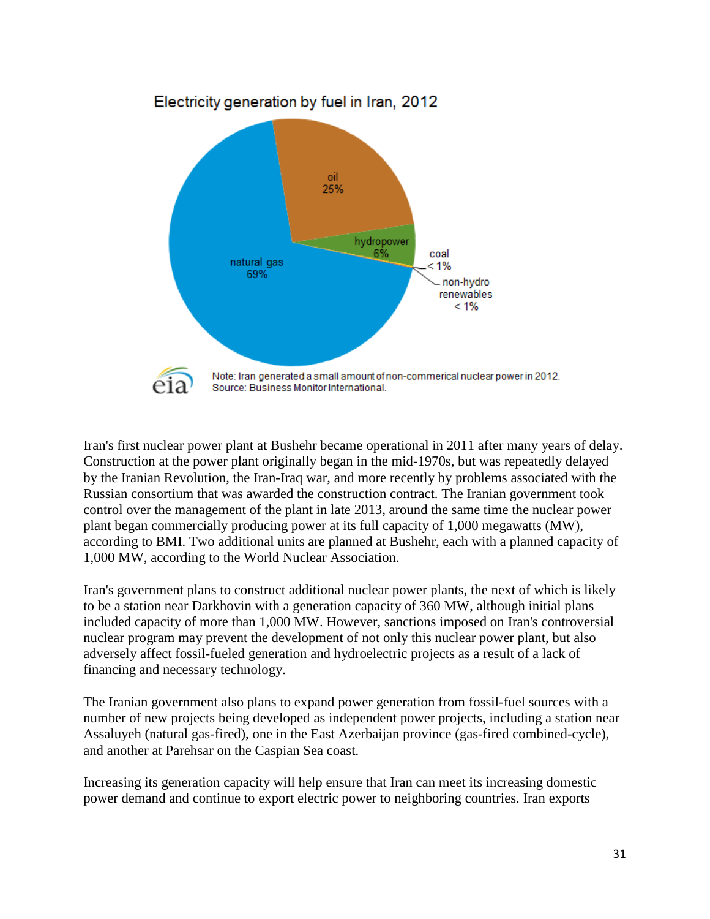Electricity generation by fuel in Iran, 2012

natural gas 69%

oil 25%

hydropower 6%

coal < 1%

non-hydro renewables < 1%

Note: Iran generated a small amount of non-commerical nuclear power in 2012.
Source: Business Monitor International.

Iran's first nuclear power plant at Bushehr became operational in 2011 after many years of delay. Construction at the power plant originally began in the mid-1970s, but was repeatedly delayed by the Iranian Revolution, the Iran-Iraq war, and more recently by problems associated with the Russian consortium that was awarded the construction contract. The Iranian government took control over the management of the plant in late 2013, around the same time the nuclear power plant began commercially producing power at its full capacity of 1,000 megawatts (MW), according to BMI. Two additional units are planned at Bushehr, each with a planned capacity of 1,000 MW, according to the World Nuclear Association.

Iran's government plans to construct additional nuclear power plants, the next of which is likely to be a station near Darkhovin with a generation capacity of 360 MW, although initial plans included capacity of more than 1,000 MW. However, sanctions imposed on Iran's controversial nuclear program may prevent the development of not only this nuclear power plant, but also adversely affect fossil-fueled generation and hydroelectric projects as a result of a lack of financing and necessary technology.

The Iranian government also plans to expand power generation from fossil-fuel sources with a number of new projects being developed as independent power projects, including a station near Assaluyeh (natural gas-fired), one in the East Azerbaijan province (gas-fired combined-cycle), and another at Parehsar on the Caspian Sea coast.

Increasing its generation capacity will help ensure that Iran can meet its increasing domestic power demand and continue to export electric power to neighboring countries. Iran exports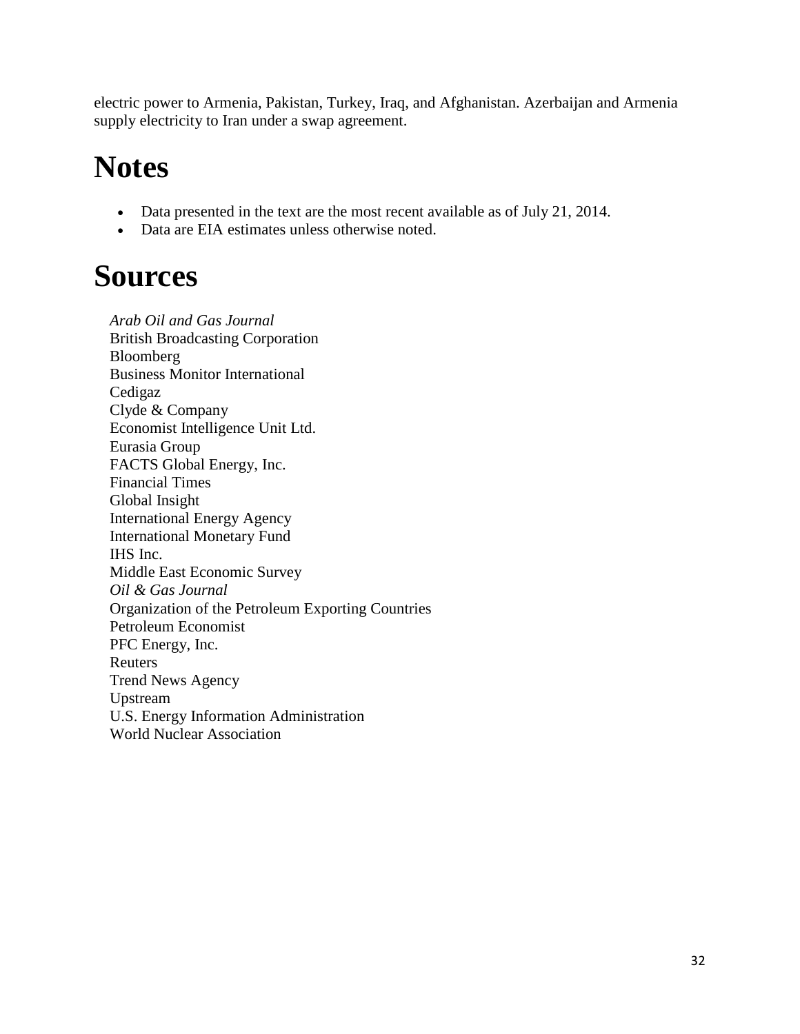electric power to Armenia, Pakistan, Turkey, Iraq, and Afghanistan. Azerbaijan and Armenia supply electricity to Iran under a swap agreement.

# Notes

- Data presented in the text are the most recent available as of July 21, 2014.
- Data are EIA estimates unless otherwise noted.

# Sources

*Arab Oil and Gas Journal*
British Broadcasting Corporation
Bloomberg
Business Monitor International
Cedigaz
Clyde & Company
Economist Intelligence Unit Ltd.
Eurasia Group
FACTS Global Energy, Inc.
Financial Times
Global Insight
International Energy Agency
International Monetary Fund
IHS Inc.
Middle East Economic Survey
*Oil & Gas Journal*
Organization of the Petroleum Exporting Countries
Petroleum Economist
PFC Energy, Inc.
Reuters
Trend News Agency
Upstream
U.S. Energy Information Administration
World Nuclear Association